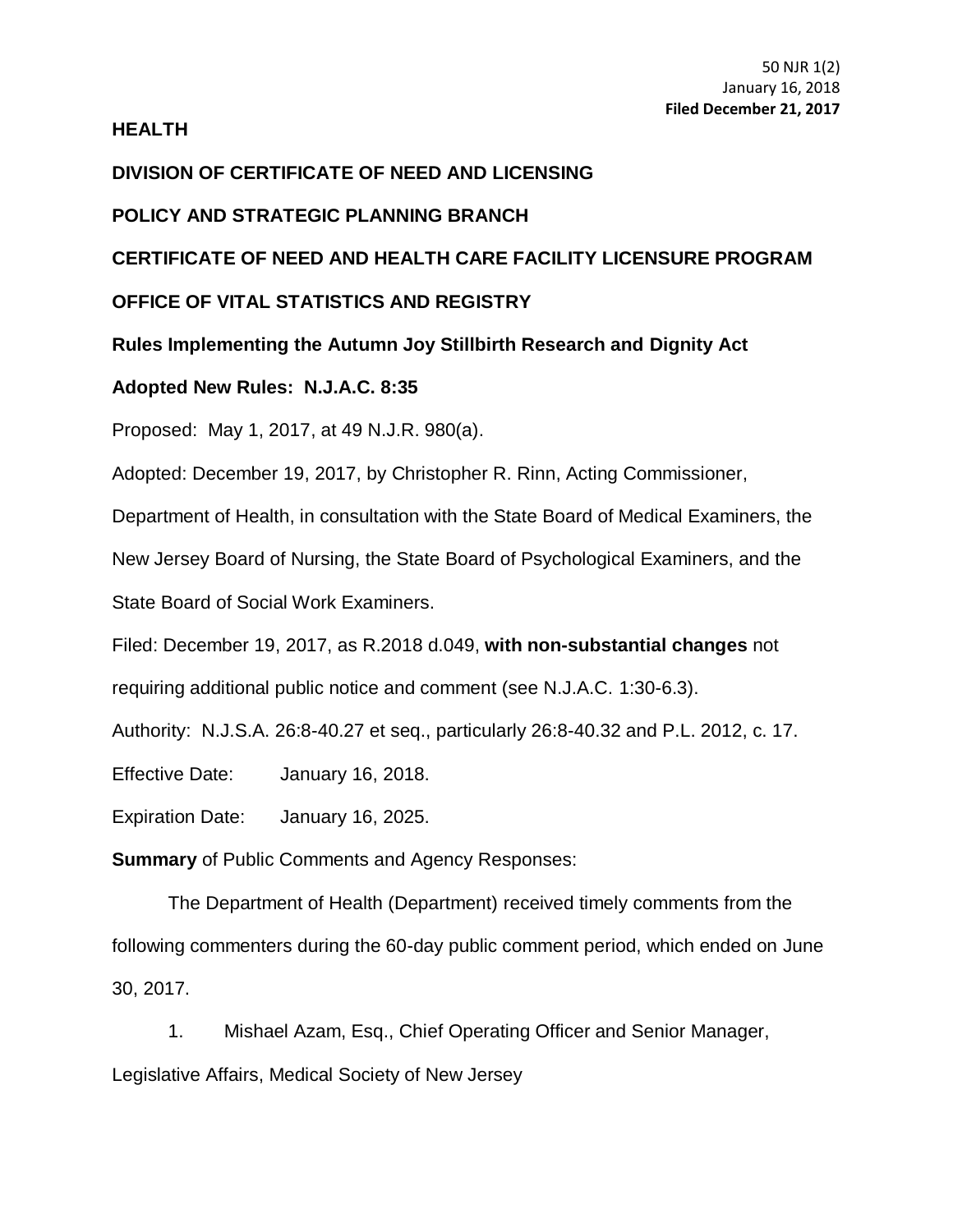50 NJR 1(2)
January 16, 2018
**Filed December 21, 2017**

**HEALTH**

**DIVISION OF CERTIFICATE OF NEED AND LICENSING**

**POLICY AND STRATEGIC PLANNING BRANCH**

**CERTIFICATE OF NEED AND HEALTH CARE FACILITY LICENSURE PROGRAM**

**OFFICE OF VITAL STATISTICS AND REGISTRY**

**Rules Implementing the Autumn Joy Stillbirth Research and Dignity Act**

**Adopted New Rules: N.J.A.C. 8:35**

Proposed: May 1, 2017, at 49 N.J.R. 980(a).

Adopted: December 19, 2017, by Christopher R. Rinn, Acting Commissioner, Department of Health, in consultation with the State Board of Medical Examiners, the New Jersey Board of Nursing, the State Board of Psychological Examiners, and the State Board of Social Work Examiners.

Filed: December 19, 2017, as R.2018 d.049, **with non-substantial changes** not requiring additional public notice and comment (see N.J.A.C. 1:30-6.3).

Authority: N.J.S.A. 26:8-40.27 et seq., particularly 26:8-40.32 and P.L. 2012, c. 17.

Effective Date: January 16, 2018.

Expiration Date: January 16, 2025.

**Summary** of Public Comments and Agency Responses:

The Department of Health (Department) received timely comments from the following commenters during the 60-day public comment period, which ended on June 30, 2017.

1. Mishael Azam, Esq., Chief Operating Officer and Senior Manager, Legislative Affairs, Medical Society of New Jersey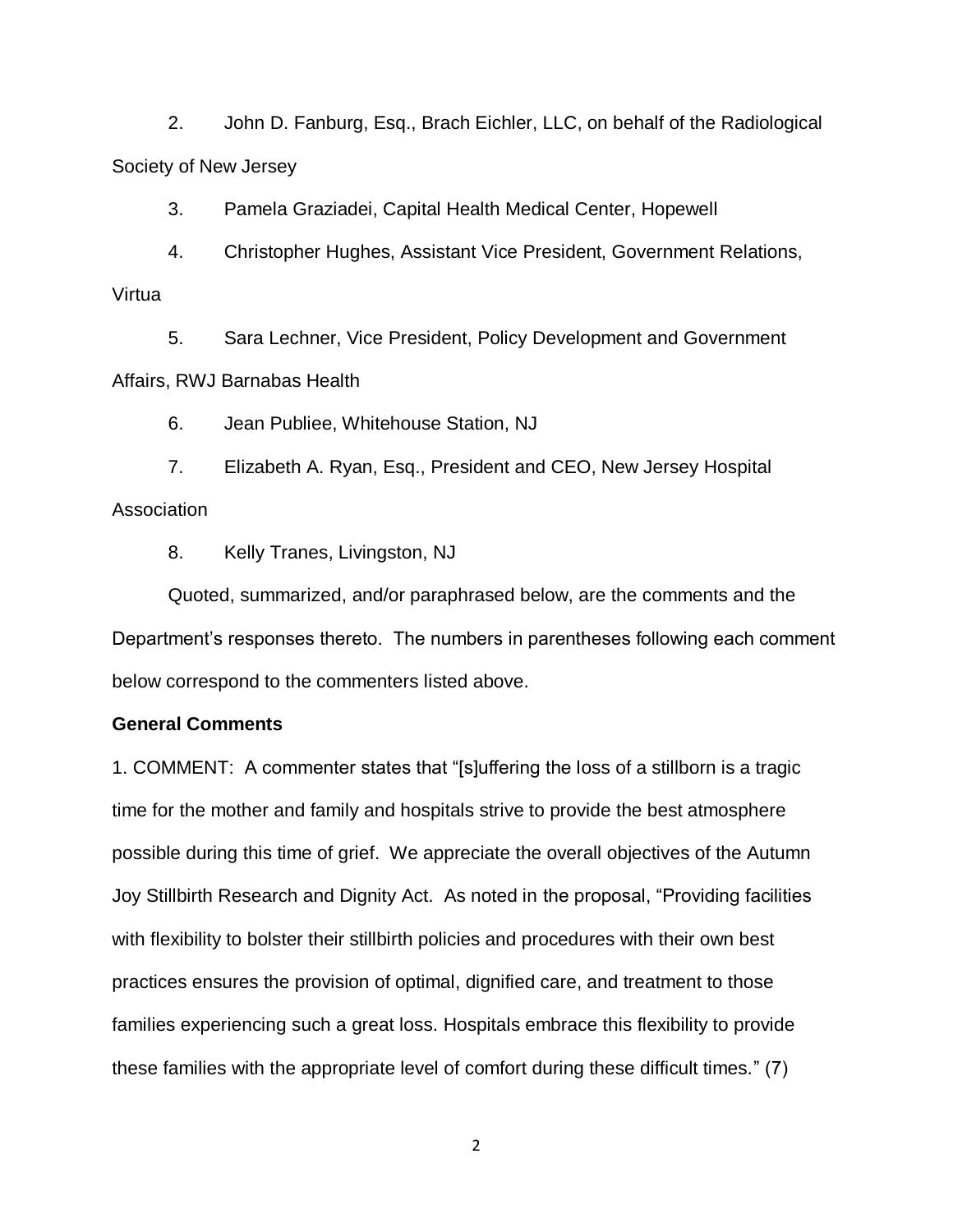2. John D. Fanburg, Esq., Brach Eichler, LLC, on behalf of the Radiological Society of New Jersey

3. Pamela Graziadei, Capital Health Medical Center, Hopewell

4. Christopher Hughes, Assistant Vice President, Government Relations, Virtua

5. Sara Lechner, Vice President, Policy Development and Government Affairs, RWJ Barnabas Health

6. Jean Publiee, Whitehouse Station, NJ

7. Elizabeth A. Ryan, Esq., President and CEO, New Jersey Hospital Association

8. Kelly Tranes, Livingston, NJ

Quoted, summarized, and/or paraphrased below, are the comments and the Department's responses thereto. The numbers in parentheses following each comment below correspond to the commenters listed above.

**General Comments**

1. COMMENT: A commenter states that "[s]uffering the loss of a stillborn is a tragic time for the mother and family and hospitals strive to provide the best atmosphere possible during this time of grief. We appreciate the overall objectives of the Autumn Joy Stillbirth Research and Dignity Act. As noted in the proposal, "Providing facilities with flexibility to bolster their stillbirth policies and procedures with their own best practices ensures the provision of optimal, dignified care, and treatment to those families experiencing such a great loss. Hospitals embrace this flexibility to provide these families with the appropriate level of comfort during these difficult times." (7)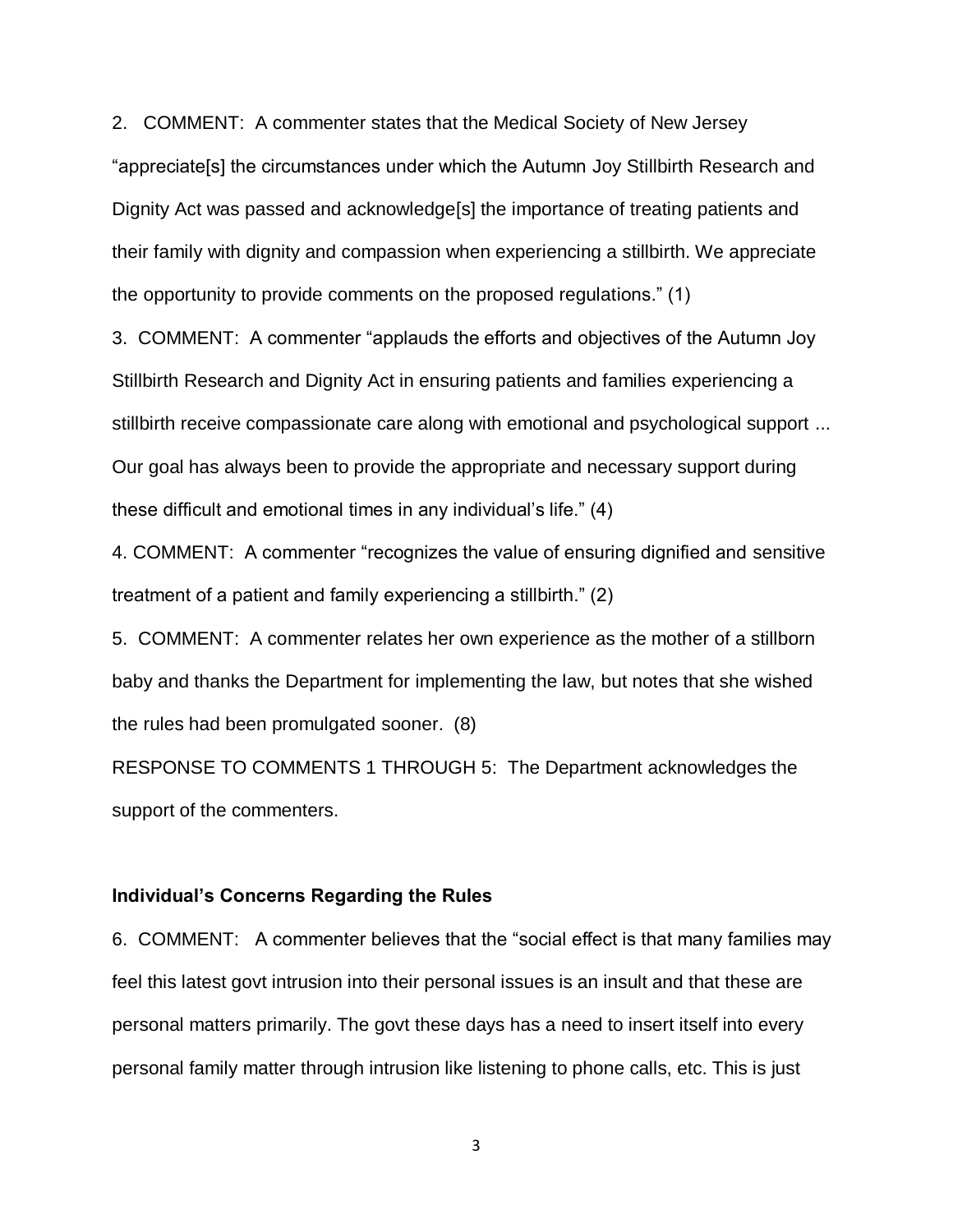2. COMMENT: A commenter states that the Medical Society of New Jersey "appreciate[s] the circumstances under which the Autumn Joy Stillbirth Research and Dignity Act was passed and acknowledge[s] the importance of treating patients and their family with dignity and compassion when experiencing a stillbirth. We appreciate the opportunity to provide comments on the proposed regulations." (1)

3. COMMENT: A commenter "applauds the efforts and objectives of the Autumn Joy Stillbirth Research and Dignity Act in ensuring patients and families experiencing a stillbirth receive compassionate care along with emotional and psychological support ... Our goal has always been to provide the appropriate and necessary support during these difficult and emotional times in any individual's life." (4)

4. COMMENT: A commenter "recognizes the value of ensuring dignified and sensitive treatment of a patient and family experiencing a stillbirth." (2)

5. COMMENT: A commenter relates her own experience as the mother of a stillborn baby and thanks the Department for implementing the law, but notes that she wished the rules had been promulgated sooner. (8)

RESPONSE TO COMMENTS 1 THROUGH 5: The Department acknowledges the support of the commenters.

**Individual's Concerns Regarding the Rules**

6. COMMENT: A commenter believes that the "social effect is that many families may feel this latest govt intrusion into their personal issues is an insult and that these are personal matters primarily. The govt these days has a need to insert itself into every personal family matter through intrusion like listening to phone calls, etc. This is just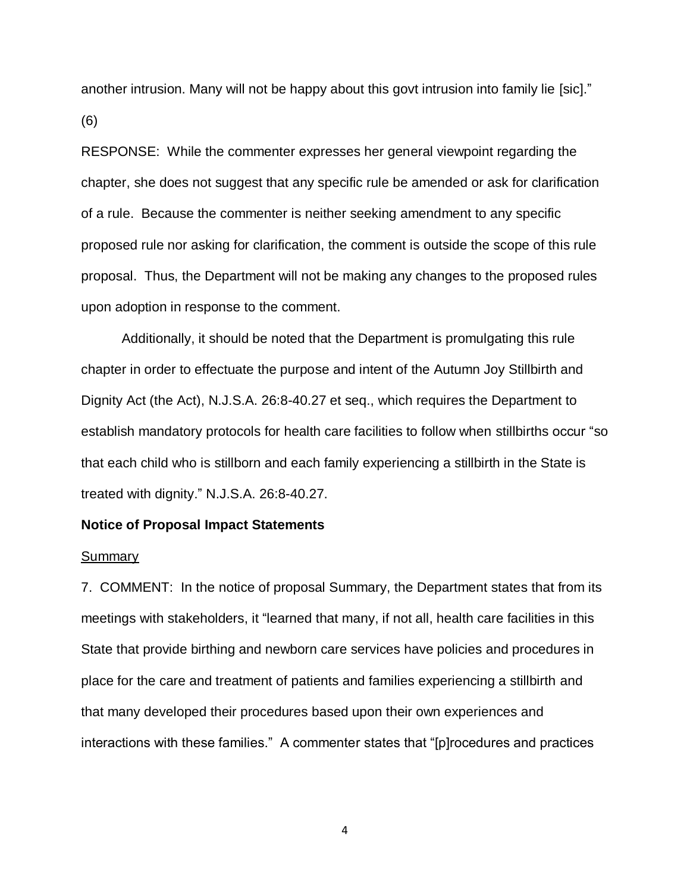another intrusion. Many will not be happy about this govt intrusion into family lie [sic]." (6)

RESPONSE: While the commenter expresses her general viewpoint regarding the chapter, she does not suggest that any specific rule be amended or ask for clarification of a rule. Because the commenter is neither seeking amendment to any specific proposed rule nor asking for clarification, the comment is outside the scope of this rule proposal. Thus, the Department will not be making any changes to the proposed rules upon adoption in response to the comment.

Additionally, it should be noted that the Department is promulgating this rule chapter in order to effectuate the purpose and intent of the Autumn Joy Stillbirth and Dignity Act (the Act), N.J.S.A. 26:8-40.27 et seq., which requires the Department to establish mandatory protocols for health care facilities to follow when stillbirths occur "so that each child who is stillborn and each family experiencing a stillbirth in the State is treated with dignity." N.J.S.A. 26:8-40.27.

**Notice of Proposal Impact Statements**

Summary

7. COMMENT: In the notice of proposal Summary, the Department states that from its meetings with stakeholders, it "learned that many, if not all, health care facilities in this State that provide birthing and newborn care services have policies and procedures in place for the care and treatment of patients and families experiencing a stillbirth and that many developed their procedures based upon their own experiences and interactions with these families." A commenter states that "[p]rocedures and practices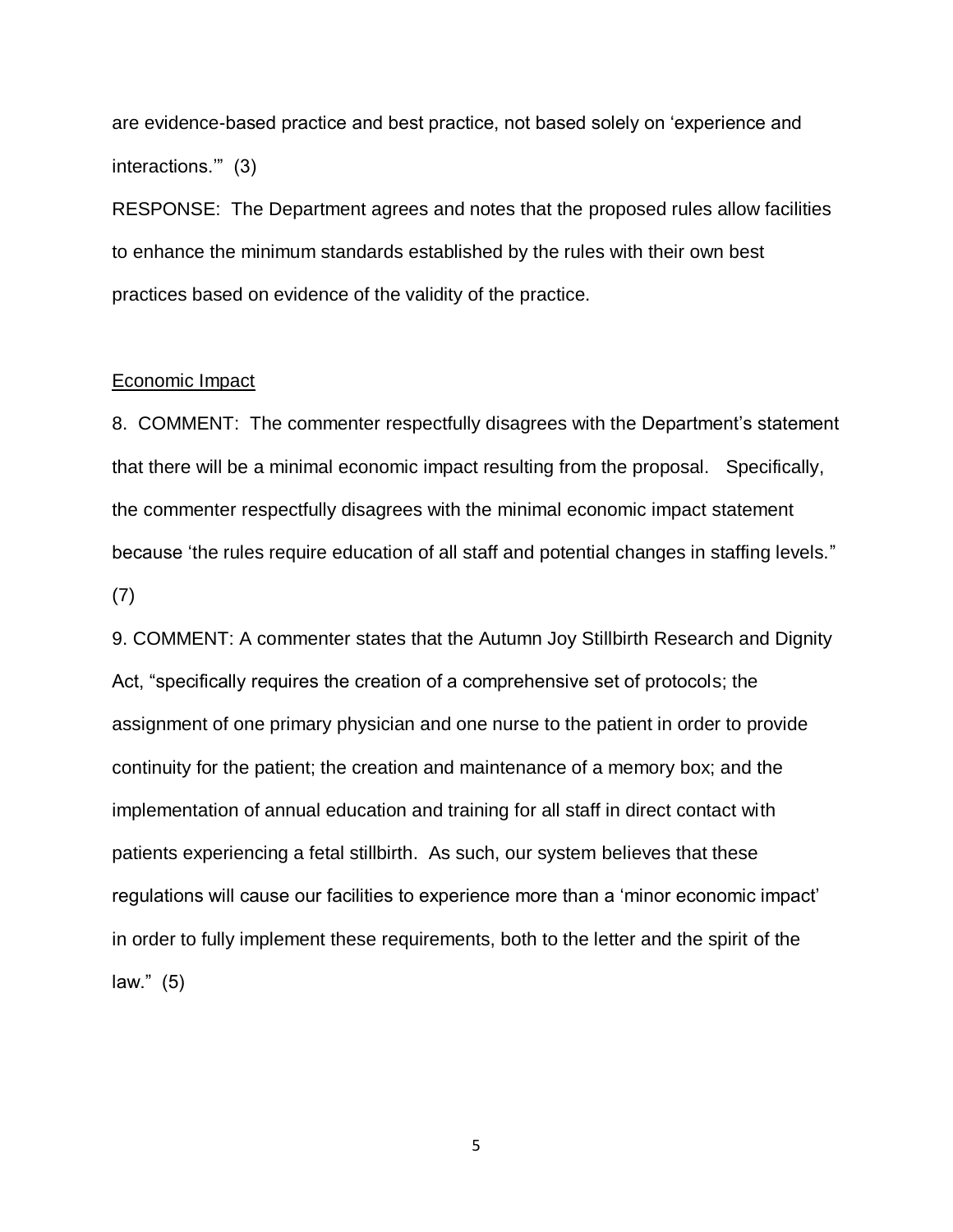are evidence-based practice and best practice, not based solely on 'experience and interactions.'" (3)

RESPONSE: The Department agrees and notes that the proposed rules allow facilities to enhance the minimum standards established by the rules with their own best practices based on evidence of the validity of the practice.

Economic Impact

8. COMMENT: The commenter respectfully disagrees with the Department's statement that there will be a minimal economic impact resulting from the proposal. Specifically, the commenter respectfully disagrees with the minimal economic impact statement because 'the rules require education of all staff and potential changes in staffing levels." (7)

9. COMMENT: A commenter states that the Autumn Joy Stillbirth Research and Dignity Act, "specifically requires the creation of a comprehensive set of protocols; the assignment of one primary physician and one nurse to the patient in order to provide continuity for the patient; the creation and maintenance of a memory box; and the implementation of annual education and training for all staff in direct contact with patients experiencing a fetal stillbirth. As such, our system believes that these regulations will cause our facilities to experience more than a 'minor economic impact' in order to fully implement these requirements, both to the letter and the spirit of the law." (5)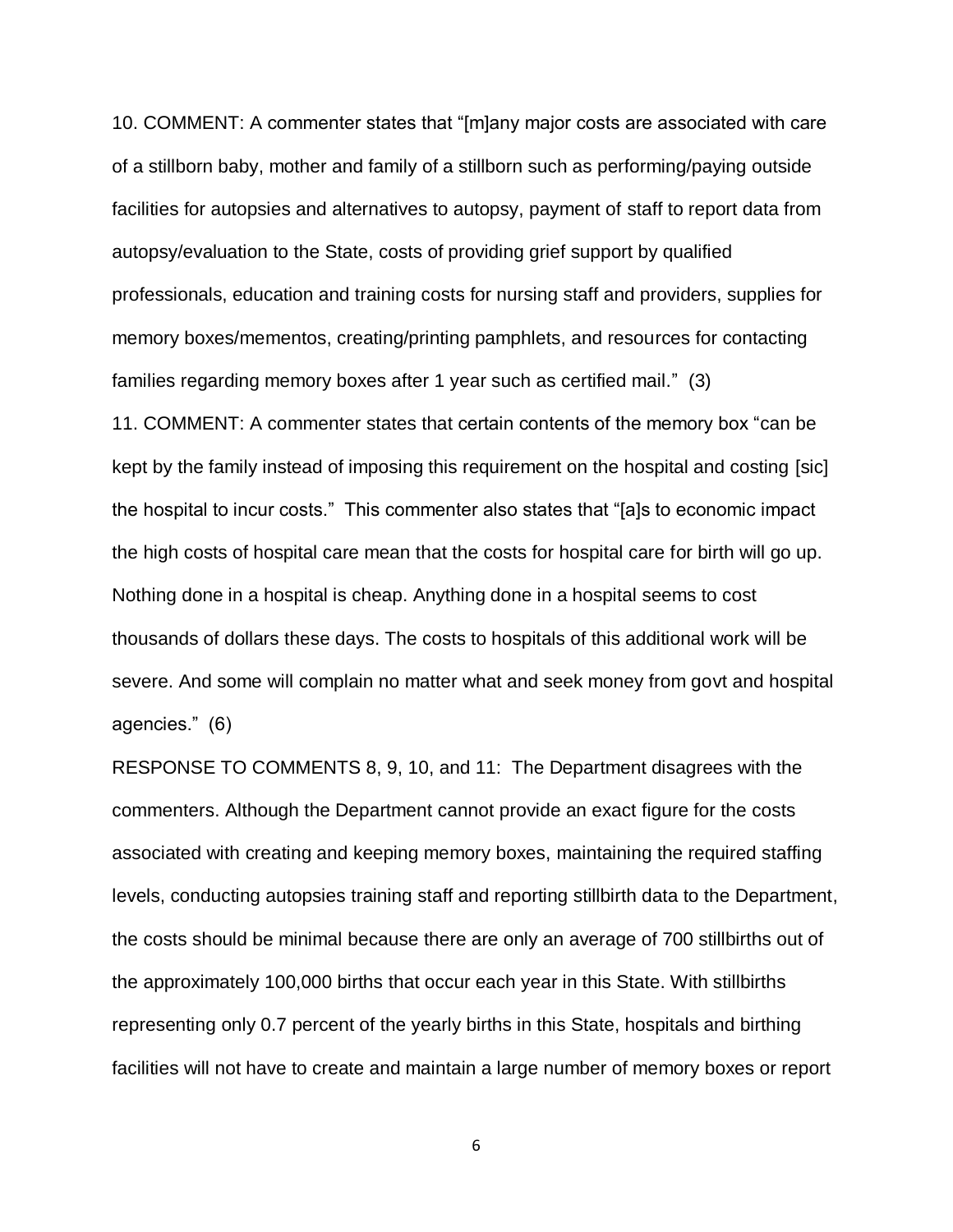10. COMMENT: A commenter states that "[m]any major costs are associated with care of a stillborn baby, mother and family of a stillborn such as performing/paying outside facilities for autopsies and alternatives to autopsy, payment of staff to report data from autopsy/evaluation to the State, costs of providing grief support by qualified professionals, education and training costs for nursing staff and providers, supplies for memory boxes/mementos, creating/printing pamphlets, and resources for contacting families regarding memory boxes after 1 year such as certified mail." (3)

11. COMMENT: A commenter states that certain contents of the memory box "can be kept by the family instead of imposing this requirement on the hospital and costing [sic] the hospital to incur costs." This commenter also states that "[a]s to economic impact the high costs of hospital care mean that the costs for hospital care for birth will go up. Nothing done in a hospital is cheap. Anything done in a hospital seems to cost thousands of dollars these days. The costs to hospitals of this additional work will be severe. And some will complain no matter what and seek money from govt and hospital agencies." (6)

RESPONSE TO COMMENTS 8, 9, 10, and 11: The Department disagrees with the commenters. Although the Department cannot provide an exact figure for the costs associated with creating and keeping memory boxes, maintaining the required staffing levels, conducting autopsies training staff and reporting stillbirth data to the Department, the costs should be minimal because there are only an average of 700 stillbirths out of the approximately 100,000 births that occur each year in this State. With stillbirths representing only 0.7 percent of the yearly births in this State, hospitals and birthing facilities will not have to create and maintain a large number of memory boxes or report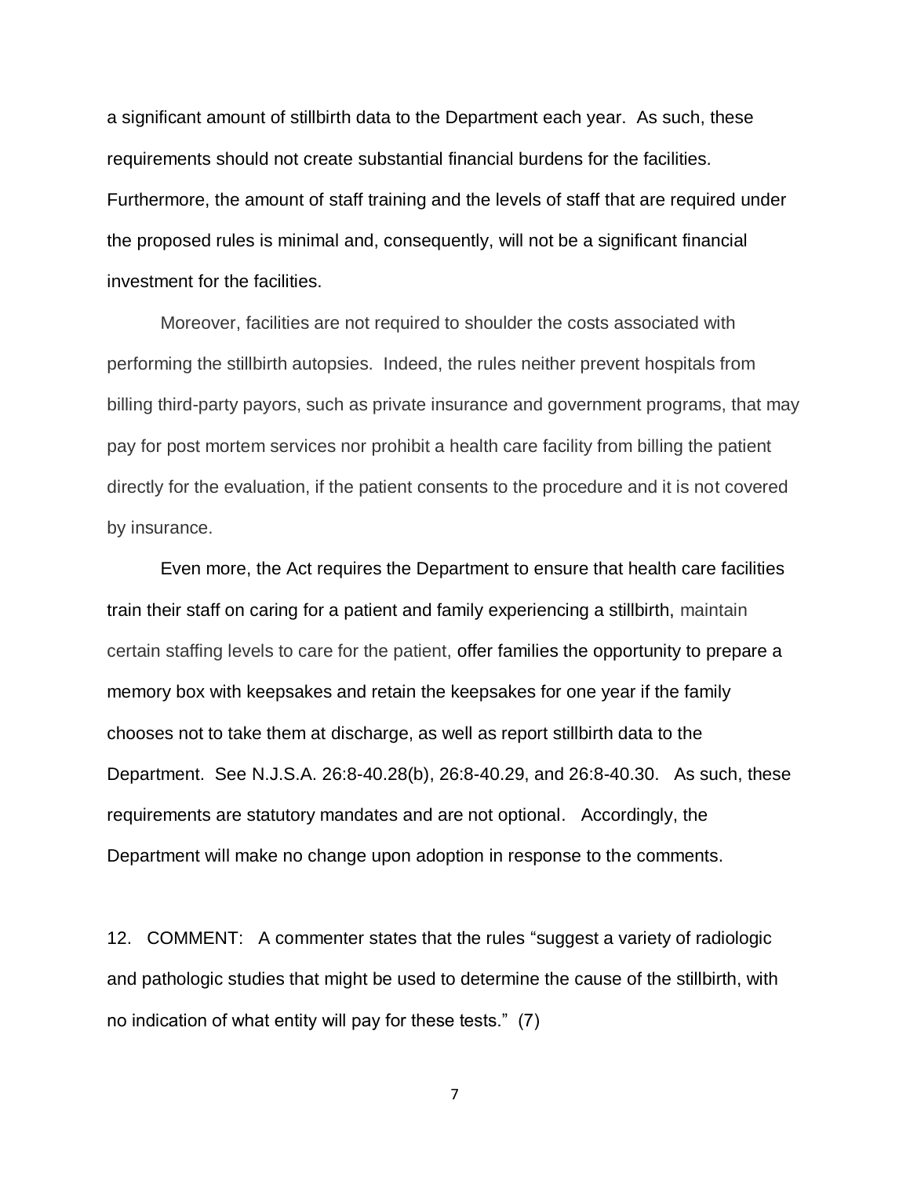a significant amount of stillbirth data to the Department each year. As such, these requirements should not create substantial financial burdens for the facilities. Furthermore, the amount of staff training and the levels of staff that are required under the proposed rules is minimal and, consequently, will not be a significant financial investment for the facilities.

Moreover, facilities are not required to shoulder the costs associated with performing the stillbirth autopsies. Indeed, the rules neither prevent hospitals from billing third-party payors, such as private insurance and government programs, that may pay for post mortem services nor prohibit a health care facility from billing the patient directly for the evaluation, if the patient consents to the procedure and it is not covered by insurance.

Even more, the Act requires the Department to ensure that health care facilities train their staff on caring for a patient and family experiencing a stillbirth, maintain certain staffing levels to care for the patient, offer families the opportunity to prepare a memory box with keepsakes and retain the keepsakes for one year if the family chooses not to take them at discharge, as well as report stillbirth data to the Department. See N.J.S.A. 26:8-40.28(b), 26:8-40.29, and 26:8-40.30. As such, these requirements are statutory mandates and are not optional. Accordingly, the Department will make no change upon adoption in response to the comments.

12. COMMENT: A commenter states that the rules "suggest a variety of radiologic and pathologic studies that might be used to determine the cause of the stillbirth, with no indication of what entity will pay for these tests." (7)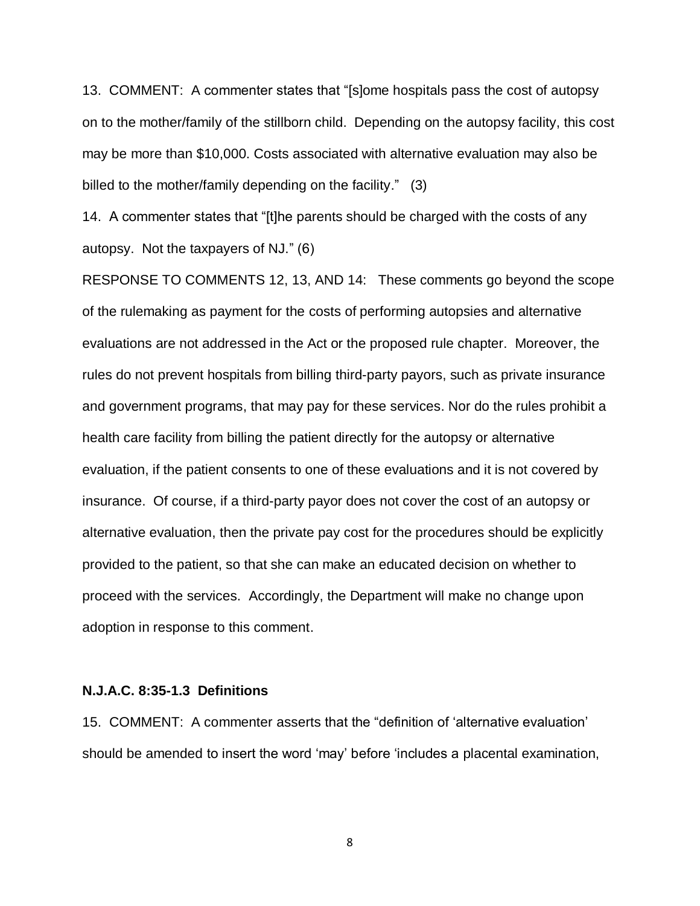13. COMMENT: A commenter states that "[s]ome hospitals pass the cost of autopsy on to the mother/family of the stillborn child. Depending on the autopsy facility, this cost may be more than $10,000. Costs associated with alternative evaluation may also be billed to the mother/family depending on the facility." (3)

14. A commenter states that "[t]he parents should be charged with the costs of any autopsy. Not the taxpayers of NJ." (6)

RESPONSE TO COMMENTS 12, 13, AND 14: These comments go beyond the scope of the rulemaking as payment for the costs of performing autopsies and alternative evaluations are not addressed in the Act or the proposed rule chapter. Moreover, the rules do not prevent hospitals from billing third-party payors, such as private insurance and government programs, that may pay for these services. Nor do the rules prohibit a health care facility from billing the patient directly for the autopsy or alternative evaluation, if the patient consents to one of these evaluations and it is not covered by insurance. Of course, if a third-party payor does not cover the cost of an autopsy or alternative evaluation, then the private pay cost for the procedures should be explicitly provided to the patient, so that she can make an educated decision on whether to proceed with the services. Accordingly, the Department will make no change upon adoption in response to this comment.

**N.J.A.C. 8:35-1.3 Definitions**

15. COMMENT: A commenter asserts that the "definition of 'alternative evaluation' should be amended to insert the word 'may' before 'includes a placental examination,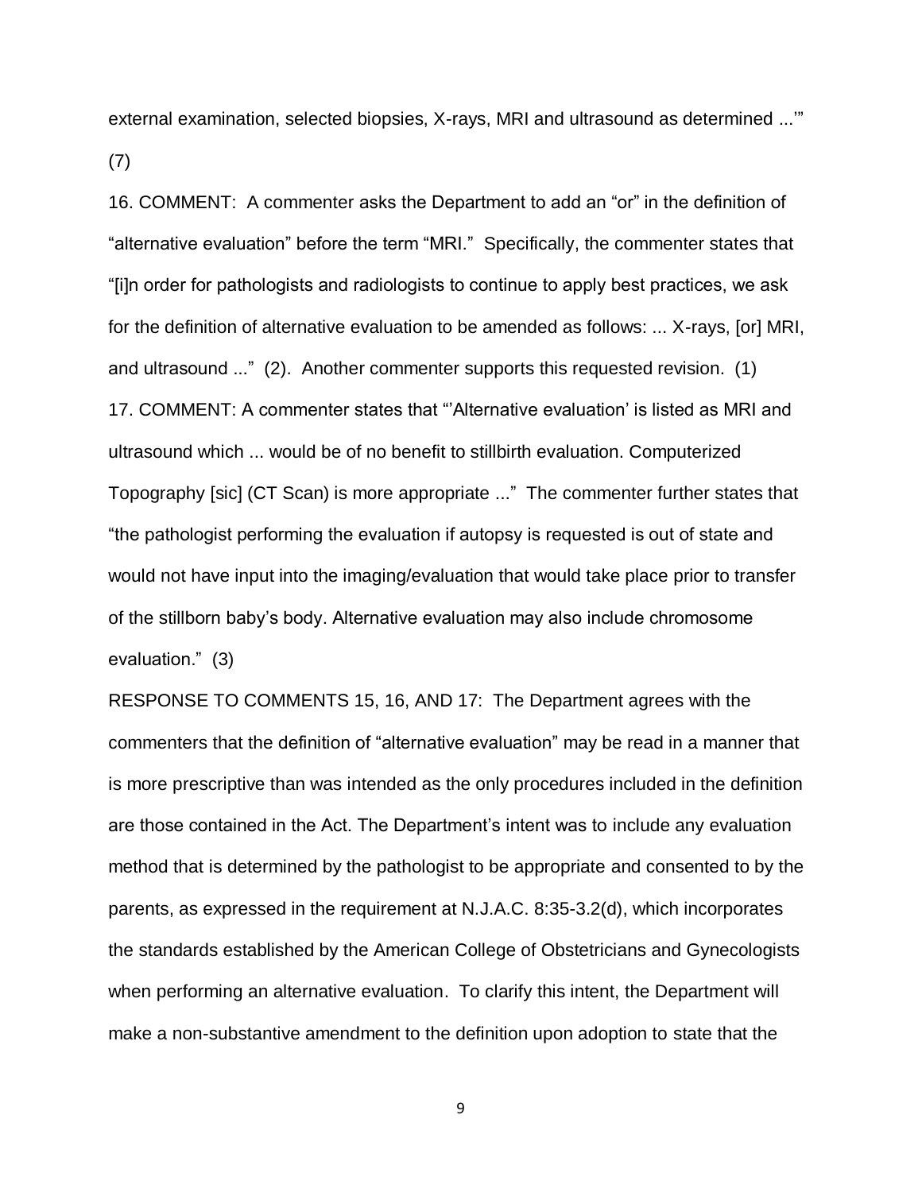external examination, selected biopsies, X-rays, MRI and ultrasound as determined ...'" (7)

16. COMMENT: A commenter asks the Department to add an "or" in the definition of "alternative evaluation" before the term "MRI." Specifically, the commenter states that "[i]n order for pathologists and radiologists to continue to apply best practices, we ask for the definition of alternative evaluation to be amended as follows: ... X-rays, [or] MRI, and ultrasound ..." (2). Another commenter supports this requested revision. (1)

17. COMMENT: A commenter states that "'Alternative evaluation' is listed as MRI and ultrasound which ... would be of no benefit to stillbirth evaluation. Computerized Topography [sic] (CT Scan) is more appropriate ..." The commenter further states that "the pathologist performing the evaluation if autopsy is requested is out of state and would not have input into the imaging/evaluation that would take place prior to transfer of the stillborn baby's body. Alternative evaluation may also include chromosome evaluation." (3)

RESPONSE TO COMMENTS 15, 16, AND 17: The Department agrees with the commenters that the definition of "alternative evaluation" may be read in a manner that is more prescriptive than was intended as the only procedures included in the definition are those contained in the Act. The Department's intent was to include any evaluation method that is determined by the pathologist to be appropriate and consented to by the parents, as expressed in the requirement at N.J.A.C. 8:35-3.2(d), which incorporates the standards established by the American College of Obstetricians and Gynecologists when performing an alternative evaluation. To clarify this intent, the Department will make a non-substantive amendment to the definition upon adoption to state that the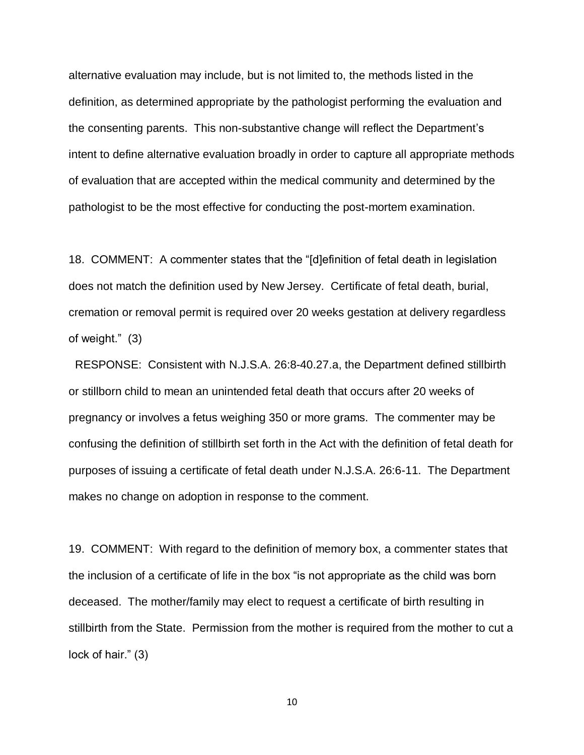alternative evaluation may include, but is not limited to, the methods listed in the definition, as determined appropriate by the pathologist performing the evaluation and the consenting parents. This non-substantive change will reflect the Department's intent to define alternative evaluation broadly in order to capture all appropriate methods of evaluation that are accepted within the medical community and determined by the pathologist to be the most effective for conducting the post-mortem examination.

18. COMMENT: A commenter states that the "[d]efinition of fetal death in legislation does not match the definition used by New Jersey. Certificate of fetal death, burial, cremation or removal permit is required over 20 weeks gestation at delivery regardless of weight." (3)

RESPONSE: Consistent with N.J.S.A. 26:8-40.27.a, the Department defined stillbirth or stillborn child to mean an unintended fetal death that occurs after 20 weeks of pregnancy or involves a fetus weighing 350 or more grams. The commenter may be confusing the definition of stillbirth set forth in the Act with the definition of fetal death for purposes of issuing a certificate of fetal death under N.J.S.A. 26:6-11. The Department makes no change on adoption in response to the comment.

19. COMMENT: With regard to the definition of memory box, a commenter states that the inclusion of a certificate of life in the box "is not appropriate as the child was born deceased. The mother/family may elect to request a certificate of birth resulting in stillbirth from the State. Permission from the mother is required from the mother to cut a lock of hair." (3)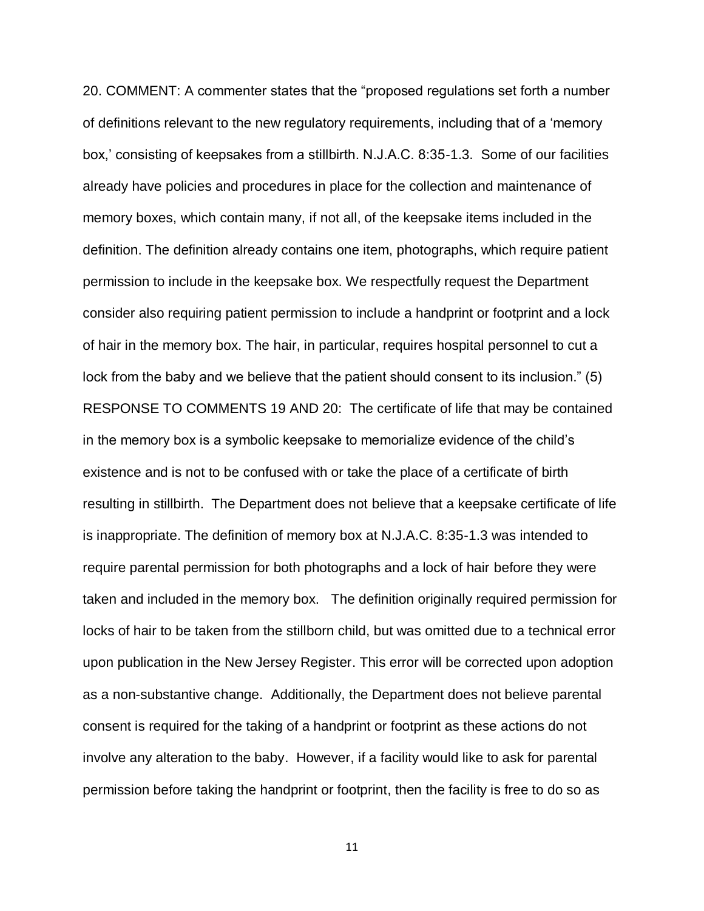20. COMMENT: A commenter states that the "proposed regulations set forth a number of definitions relevant to the new regulatory requirements, including that of a 'memory box,' consisting of keepsakes from a stillbirth. N.J.A.C. 8:35-1.3. Some of our facilities already have policies and procedures in place for the collection and maintenance of memory boxes, which contain many, if not all, of the keepsake items included in the definition. The definition already contains one item, photographs, which require patient permission to include in the keepsake box. We respectfully request the Department consider also requiring patient permission to include a handprint or footprint and a lock of hair in the memory box. The hair, in particular, requires hospital personnel to cut a lock from the baby and we believe that the patient should consent to its inclusion." (5)

RESPONSE TO COMMENTS 19 AND 20: The certificate of life that may be contained in the memory box is a symbolic keepsake to memorialize evidence of the child's existence and is not to be confused with or take the place of a certificate of birth resulting in stillbirth. The Department does not believe that a keepsake certificate of life is inappropriate. The definition of memory box at N.J.A.C. 8:35-1.3 was intended to require parental permission for both photographs and a lock of hair before they were taken and included in the memory box. The definition originally required permission for locks of hair to be taken from the stillborn child, but was omitted due to a technical error upon publication in the New Jersey Register. This error will be corrected upon adoption as a non-substantive change. Additionally, the Department does not believe parental consent is required for the taking of a handprint or footprint as these actions do not involve any alteration to the baby. However, if a facility would like to ask for parental permission before taking the handprint or footprint, then the facility is free to do so as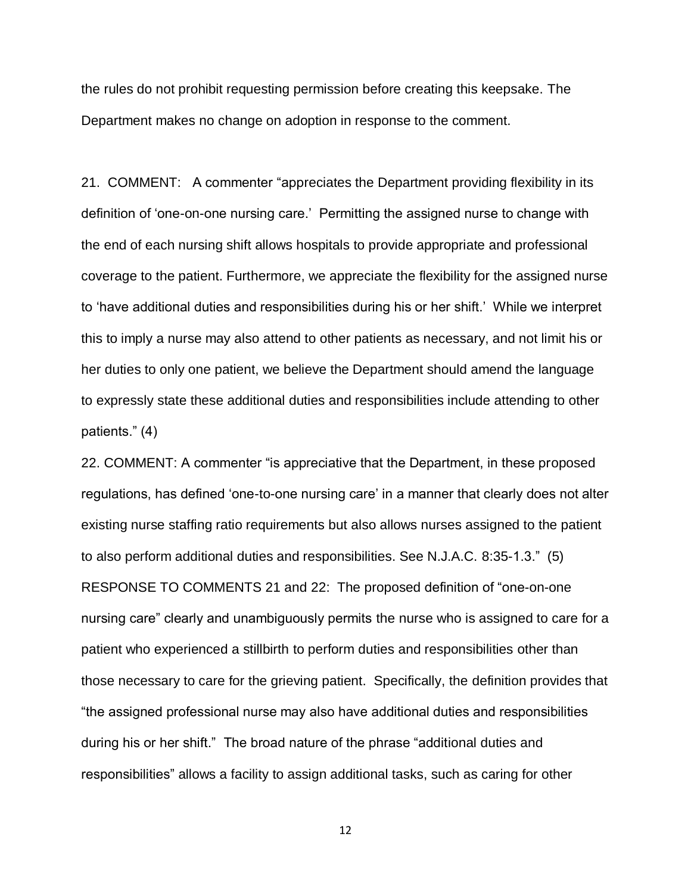the rules do not prohibit requesting permission before creating this keepsake. The Department makes no change on adoption in response to the comment.

21. COMMENT: A commenter "appreciates the Department providing flexibility in its definition of 'one-on-one nursing care.' Permitting the assigned nurse to change with the end of each nursing shift allows hospitals to provide appropriate and professional coverage to the patient. Furthermore, we appreciate the flexibility for the assigned nurse to 'have additional duties and responsibilities during his or her shift.' While we interpret this to imply a nurse may also attend to other patients as necessary, and not limit his or her duties to only one patient, we believe the Department should amend the language to expressly state these additional duties and responsibilities include attending to other patients." (4)

22. COMMENT: A commenter "is appreciative that the Department, in these proposed regulations, has defined 'one-to-one nursing care' in a manner that clearly does not alter existing nurse staffing ratio requirements but also allows nurses assigned to the patient to also perform additional duties and responsibilities. See N.J.A.C. 8:35-1.3." (5)

RESPONSE TO COMMENTS 21 and 22: The proposed definition of "one-on-one nursing care" clearly and unambiguously permits the nurse who is assigned to care for a patient who experienced a stillbirth to perform duties and responsibilities other than those necessary to care for the grieving patient. Specifically, the definition provides that "the assigned professional nurse may also have additional duties and responsibilities during his or her shift." The broad nature of the phrase "additional duties and responsibilities" allows a facility to assign additional tasks, such as caring for other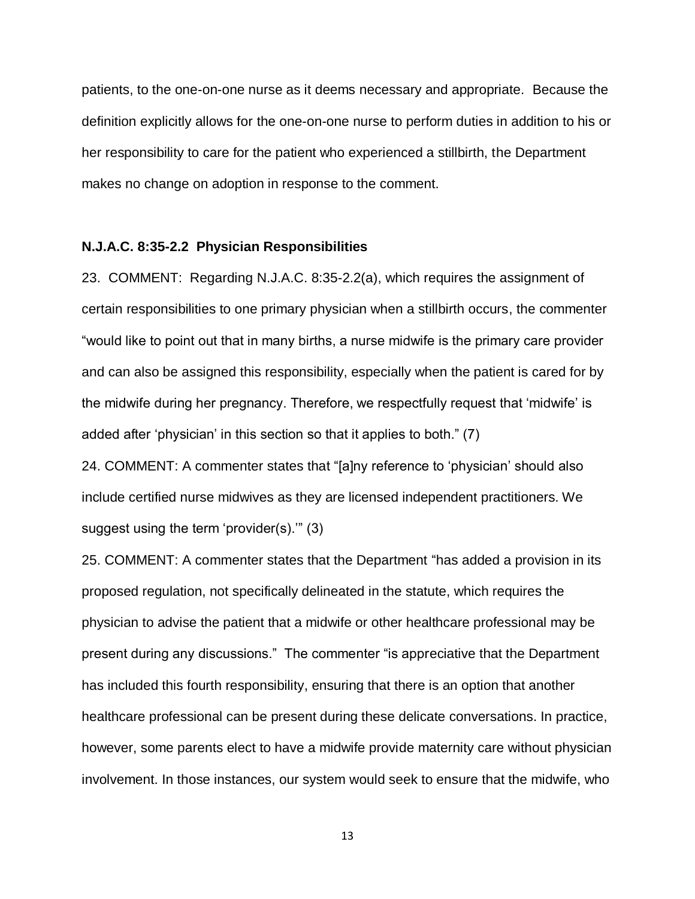patients, to the one-on-one nurse as it deems necessary and appropriate. Because the definition explicitly allows for the one-on-one nurse to perform duties in addition to his or her responsibility to care for the patient who experienced a stillbirth, the Department makes no change on adoption in response to the comment.

**N.J.A.C. 8:35-2.2 Physician Responsibilities**

23. COMMENT: Regarding N.J.A.C. 8:35-2.2(a), which requires the assignment of certain responsibilities to one primary physician when a stillbirth occurs, the commenter "would like to point out that in many births, a nurse midwife is the primary care provider and can also be assigned this responsibility, especially when the patient is cared for by the midwife during her pregnancy. Therefore, we respectfully request that 'midwife' is added after 'physician' in this section so that it applies to both." (7)

24. COMMENT: A commenter states that "[a]ny reference to 'physician' should also include certified nurse midwives as they are licensed independent practitioners. We suggest using the term 'provider(s).'" (3)

25. COMMENT: A commenter states that the Department "has added a provision in its proposed regulation, not specifically delineated in the statute, which requires the physician to advise the patient that a midwife or other healthcare professional may be present during any discussions." The commenter "is appreciative that the Department has included this fourth responsibility, ensuring that there is an option that another healthcare professional can be present during these delicate conversations. In practice, however, some parents elect to have a midwife provide maternity care without physician involvement. In those instances, our system would seek to ensure that the midwife, who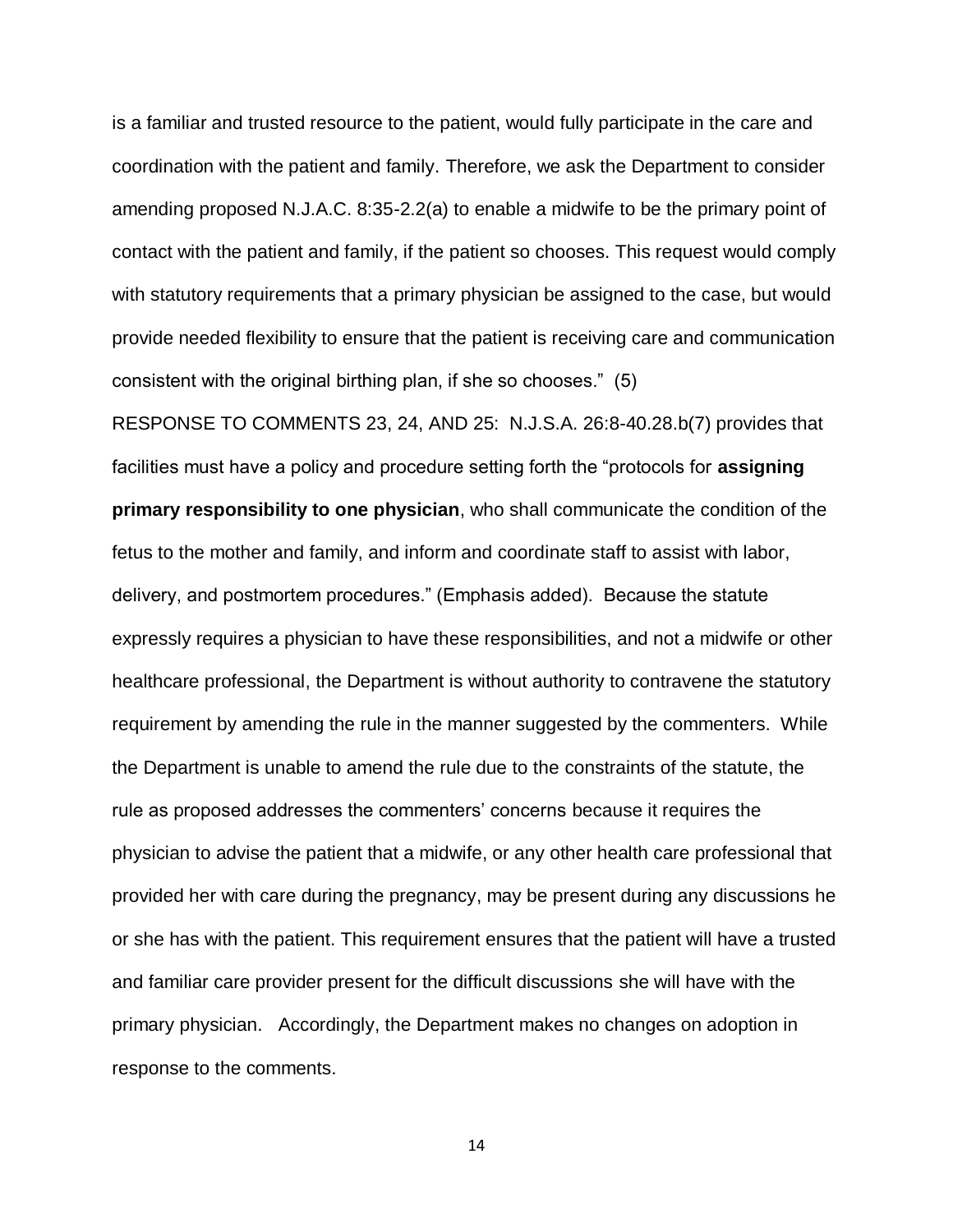is a familiar and trusted resource to the patient, would fully participate in the care and coordination with the patient and family. Therefore, we ask the Department to consider amending proposed N.J.A.C. 8:35-2.2(a) to enable a midwife to be the primary point of contact with the patient and family, if the patient so chooses. This request would comply with statutory requirements that a primary physician be assigned to the case, but would provide needed flexibility to ensure that the patient is receiving care and communication consistent with the original birthing plan, if she so chooses." (5)

RESPONSE TO COMMENTS 23, 24, AND 25: N.J.S.A. 26:8-40.28.b(7) provides that facilities must have a policy and procedure setting forth the "protocols for **assigning primary responsibility to one physician**, who shall communicate the condition of the fetus to the mother and family, and inform and coordinate staff to assist with labor, delivery, and postmortem procedures." (Emphasis added). Because the statute expressly requires a physician to have these responsibilities, and not a midwife or other healthcare professional, the Department is without authority to contravene the statutory requirement by amending the rule in the manner suggested by the commenters. While the Department is unable to amend the rule due to the constraints of the statute, the rule as proposed addresses the commenters' concerns because it requires the physician to advise the patient that a midwife, or any other health care professional that provided her with care during the pregnancy, may be present during any discussions he or she has with the patient. This requirement ensures that the patient will have a trusted and familiar care provider present for the difficult discussions she will have with the primary physician. Accordingly, the Department makes no changes on adoption in response to the comments.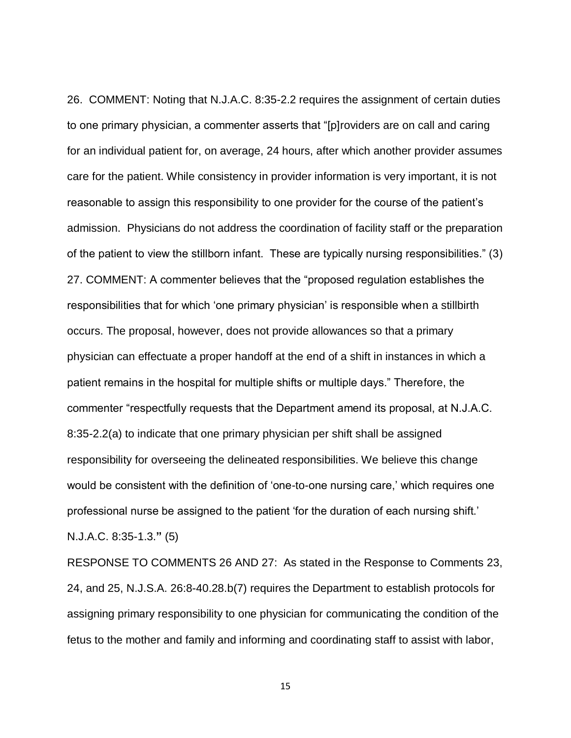26. COMMENT: Noting that N.J.A.C. 8:35-2.2 requires the assignment of certain duties to one primary physician, a commenter asserts that "[p]roviders are on call and caring for an individual patient for, on average, 24 hours, after which another provider assumes care for the patient. While consistency in provider information is very important, it is not reasonable to assign this responsibility to one provider for the course of the patient's admission. Physicians do not address the coordination of facility staff or the preparation of the patient to view the stillborn infant. These are typically nursing responsibilities." (3)

27. COMMENT: A commenter believes that the "proposed regulation establishes the responsibilities that for which 'one primary physician' is responsible when a stillbirth occurs. The proposal, however, does not provide allowances so that a primary physician can effectuate a proper handoff at the end of a shift in instances in which a patient remains in the hospital for multiple shifts or multiple days." Therefore, the commenter "respectfully requests that the Department amend its proposal, at N.J.A.C. 8:35-2.2(a) to indicate that one primary physician per shift shall be assigned responsibility for overseeing the delineated responsibilities. We believe this change would be consistent with the definition of 'one-to-one nursing care,' which requires one professional nurse be assigned to the patient 'for the duration of each nursing shift.' N.J.A.C. 8:35-1.3." (5)

RESPONSE TO COMMENTS 26 AND 27: As stated in the Response to Comments 23, 24, and 25, N.J.S.A. 26:8-40.28.b(7) requires the Department to establish protocols for assigning primary responsibility to one physician for communicating the condition of the fetus to the mother and family and informing and coordinating staff to assist with labor,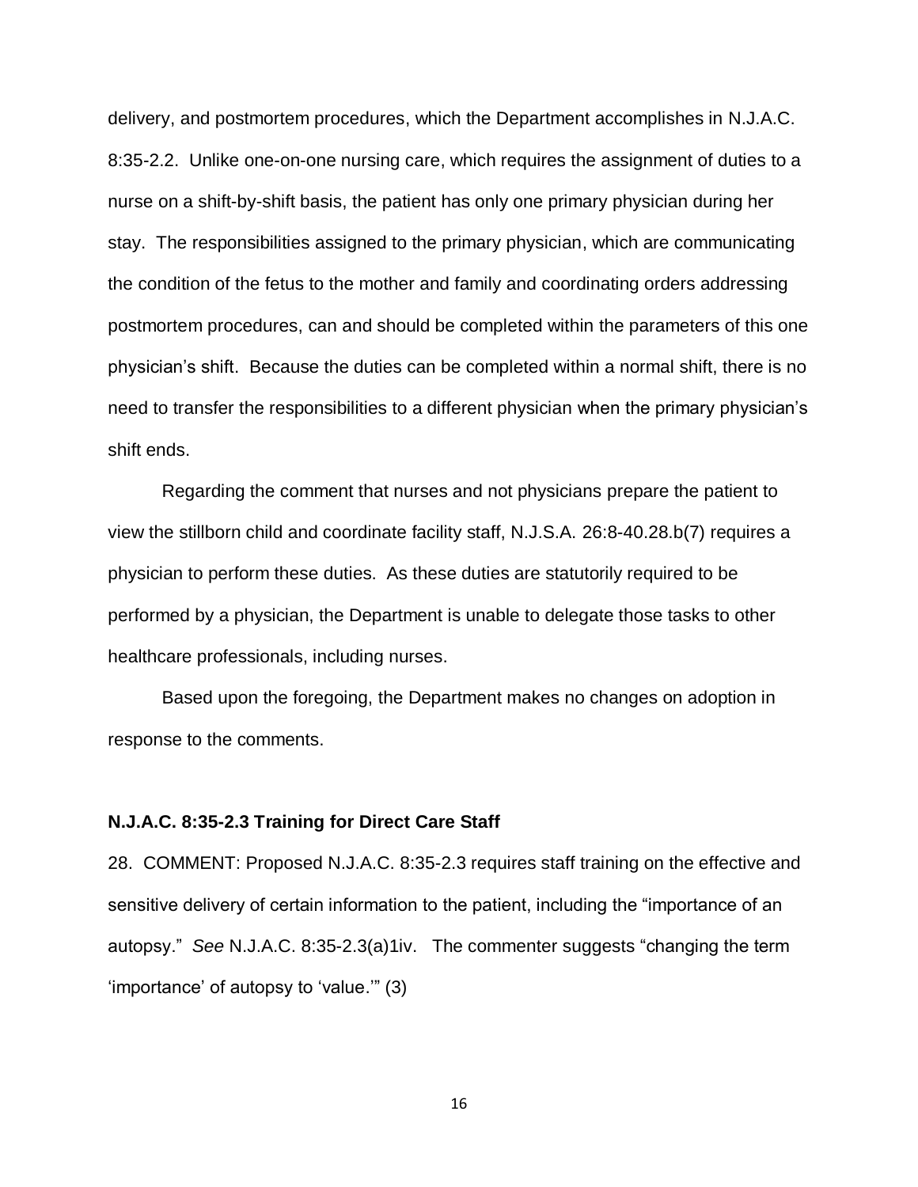delivery, and postmortem procedures, which the Department accomplishes in N.J.A.C. 8:35-2.2. Unlike one-on-one nursing care, which requires the assignment of duties to a nurse on a shift-by-shift basis, the patient has only one primary physician during her stay. The responsibilities assigned to the primary physician, which are communicating the condition of the fetus to the mother and family and coordinating orders addressing postmortem procedures, can and should be completed within the parameters of this one physician's shift. Because the duties can be completed within a normal shift, there is no need to transfer the responsibilities to a different physician when the primary physician's shift ends.

Regarding the comment that nurses and not physicians prepare the patient to view the stillborn child and coordinate facility staff, N.J.S.A. 26:8-40.28.b(7) requires a physician to perform these duties. As these duties are statutorily required to be performed by a physician, the Department is unable to delegate those tasks to other healthcare professionals, including nurses.

Based upon the foregoing, the Department makes no changes on adoption in response to the comments.

**N.J.A.C. 8:35-2.3 Training for Direct Care Staff**

28. COMMENT: Proposed N.J.A.C. 8:35-2.3 requires staff training on the effective and sensitive delivery of certain information to the patient, including the "importance of an autopsy." *See* N.J.A.C. 8:35-2.3(a)1iv. The commenter suggests "changing the term 'importance' of autopsy to 'value.'" (3)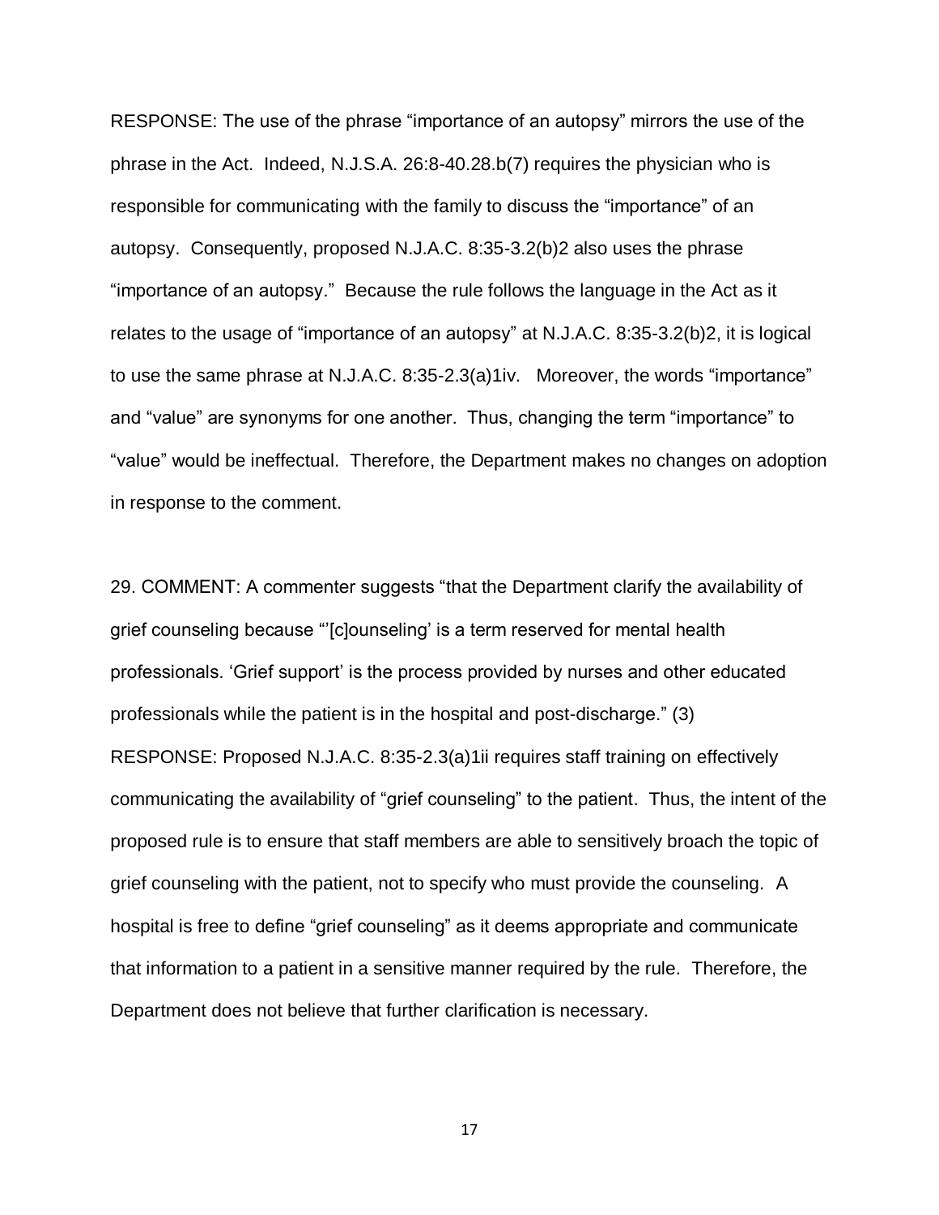RESPONSE: The use of the phrase "importance of an autopsy" mirrors the use of the phrase in the Act. Indeed, N.J.S.A. 26:8-40.28.b(7) requires the physician who is responsible for communicating with the family to discuss the "importance" of an autopsy. Consequently, proposed N.J.A.C. 8:35-3.2(b)2 also uses the phrase "importance of an autopsy." Because the rule follows the language in the Act as it relates to the usage of "importance of an autopsy" at N.J.A.C. 8:35-3.2(b)2, it is logical to use the same phrase at N.J.A.C. 8:35-2.3(a)1iv. Moreover, the words "importance" and "value" are synonyms for one another. Thus, changing the term "importance" to "value" would be ineffectual. Therefore, the Department makes no changes on adoption in response to the comment.

29. COMMENT: A commenter suggests "that the Department clarify the availability of grief counseling because "'[c]ounseling' is a term reserved for mental health professionals. 'Grief support' is the process provided by nurses and other educated professionals while the patient is in the hospital and post-discharge." (3)

RESPONSE: Proposed N.J.A.C. 8:35-2.3(a)1ii requires staff training on effectively communicating the availability of "grief counseling" to the patient. Thus, the intent of the proposed rule is to ensure that staff members are able to sensitively broach the topic of grief counseling with the patient, not to specify who must provide the counseling. A hospital is free to define "grief counseling" as it deems appropriate and communicate that information to a patient in a sensitive manner required by the rule. Therefore, the Department does not believe that further clarification is necessary.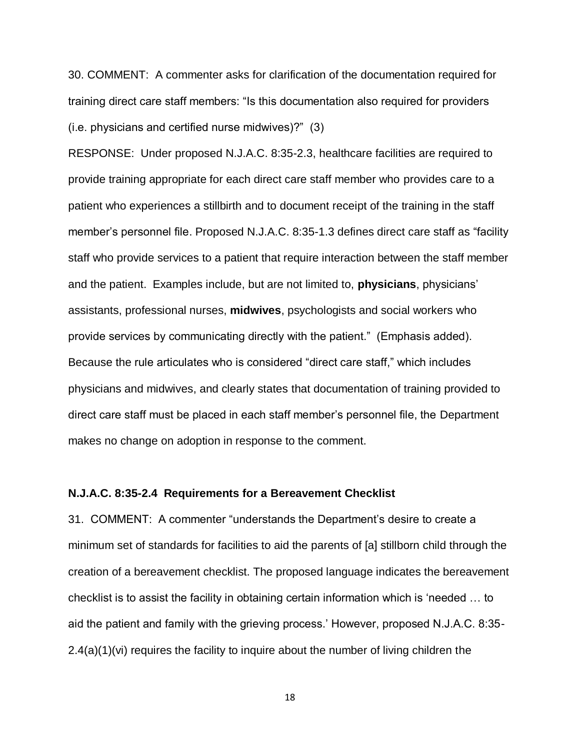30. COMMENT: A commenter asks for clarification of the documentation required for training direct care staff members: "Is this documentation also required for providers (i.e. physicians and certified nurse midwives)?" (3)

RESPONSE: Under proposed N.J.A.C. 8:35-2.3, healthcare facilities are required to provide training appropriate for each direct care staff member who provides care to a patient who experiences a stillbirth and to document receipt of the training in the staff member's personnel file. Proposed N.J.A.C. 8:35-1.3 defines direct care staff as "facility staff who provide services to a patient that require interaction between the staff member and the patient. Examples include, but are not limited to, **physicians**, physicians' assistants, professional nurses, **midwives**, psychologists and social workers who provide services by communicating directly with the patient." (Emphasis added). Because the rule articulates who is considered "direct care staff," which includes physicians and midwives, and clearly states that documentation of training provided to direct care staff must be placed in each staff member's personnel file, the Department makes no change on adoption in response to the comment.

**N.J.A.C. 8:35-2.4 Requirements for a Bereavement Checklist**

31. COMMENT: A commenter "understands the Department's desire to create a minimum set of standards for facilities to aid the parents of [a] stillborn child through the creation of a bereavement checklist. The proposed language indicates the bereavement checklist is to assist the facility in obtaining certain information which is 'needed … to aid the patient and family with the grieving process.' However, proposed N.J.A.C. 8:35-2.4(a)(1)(vi) requires the facility to inquire about the number of living children the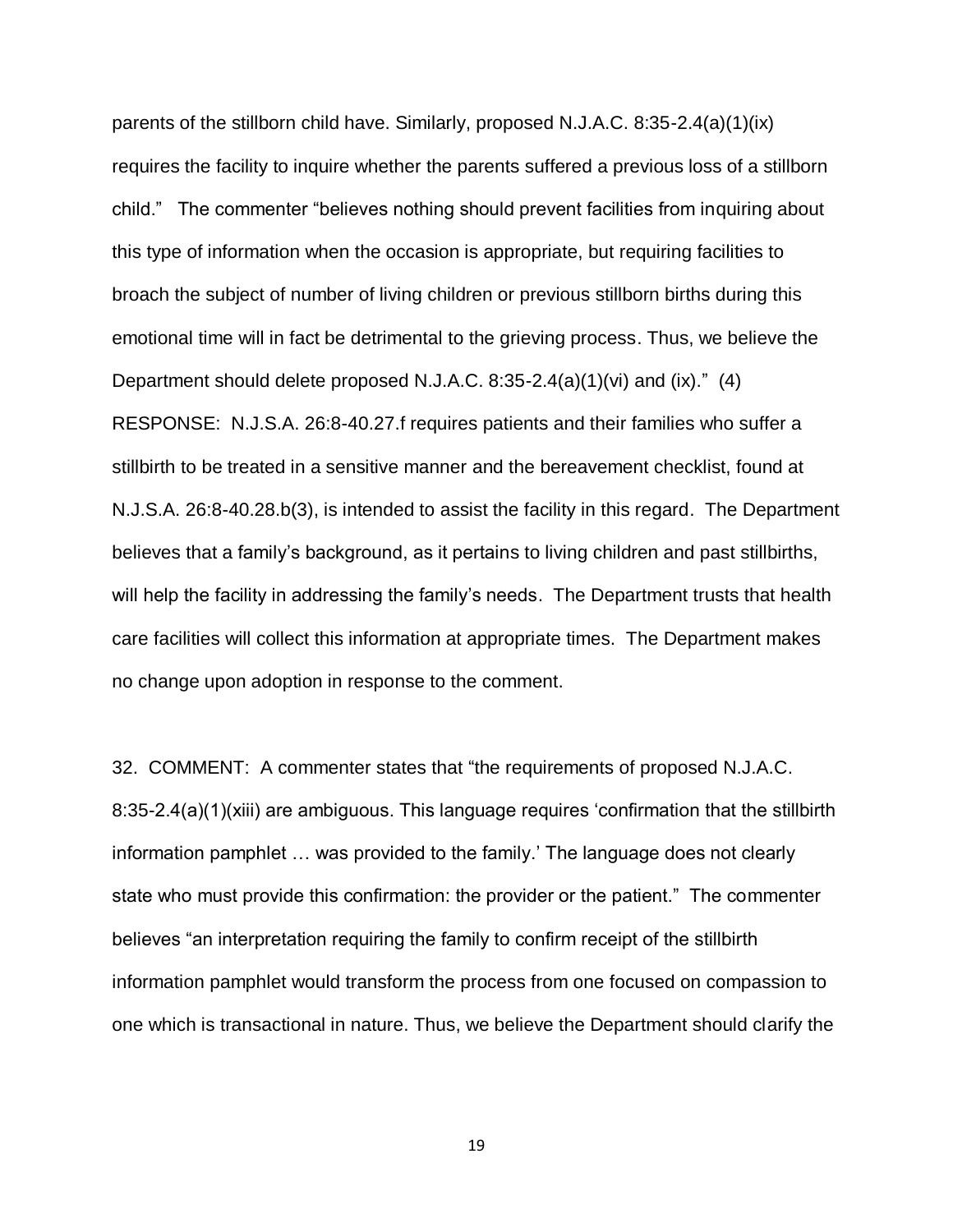parents of the stillborn child have. Similarly, proposed N.J.A.C. 8:35-2.4(a)(1)(ix) requires the facility to inquire whether the parents suffered a previous loss of a stillborn child." The commenter "believes nothing should prevent facilities from inquiring about this type of information when the occasion is appropriate, but requiring facilities to broach the subject of number of living children or previous stillborn births during this emotional time will in fact be detrimental to the grieving process. Thus, we believe the Department should delete proposed N.J.A.C. 8:35-2.4(a)(1)(vi) and (ix)." (4)

RESPONSE: N.J.S.A. 26:8-40.27.f requires patients and their families who suffer a stillbirth to be treated in a sensitive manner and the bereavement checklist, found at N.J.S.A. 26:8-40.28.b(3), is intended to assist the facility in this regard. The Department believes that a family's background, as it pertains to living children and past stillbirths, will help the facility in addressing the family's needs. The Department trusts that health care facilities will collect this information at appropriate times. The Department makes no change upon adoption in response to the comment.

32. COMMENT: A commenter states that "the requirements of proposed N.J.A.C. 8:35-2.4(a)(1)(xiii) are ambiguous. This language requires 'confirmation that the stillbirth information pamphlet … was provided to the family.' The language does not clearly state who must provide this confirmation: the provider or the patient." The commenter believes "an interpretation requiring the family to confirm receipt of the stillbirth information pamphlet would transform the process from one focused on compassion to one which is transactional in nature. Thus, we believe the Department should clarify the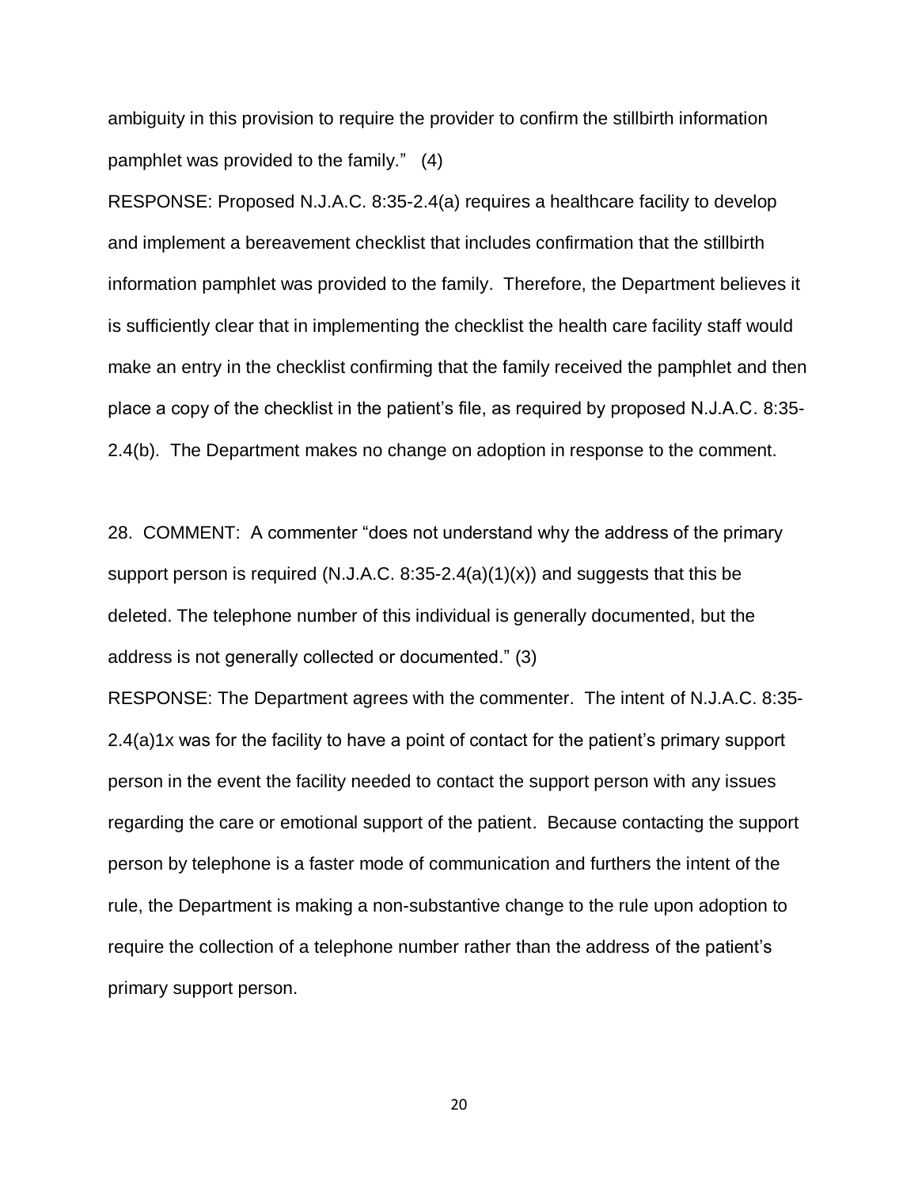ambiguity in this provision to require the provider to confirm the stillbirth information pamphlet was provided to the family." (4)

RESPONSE: Proposed N.J.A.C. 8:35-2.4(a) requires a healthcare facility to develop and implement a bereavement checklist that includes confirmation that the stillbirth information pamphlet was provided to the family. Therefore, the Department believes it is sufficiently clear that in implementing the checklist the health care facility staff would make an entry in the checklist confirming that the family received the pamphlet and then place a copy of the checklist in the patient's file, as required by proposed N.J.A.C. 8:35-2.4(b). The Department makes no change on adoption in response to the comment.

28. COMMENT: A commenter "does not understand why the address of the primary support person is required (N.J.A.C. 8:35-2.4(a)(1)(x)) and suggests that this be deleted. The telephone number of this individual is generally documented, but the address is not generally collected or documented." (3)

RESPONSE: The Department agrees with the commenter. The intent of N.J.A.C. 8:35-2.4(a)1x was for the facility to have a point of contact for the patient's primary support person in the event the facility needed to contact the support person with any issues regarding the care or emotional support of the patient. Because contacting the support person by telephone is a faster mode of communication and furthers the intent of the rule, the Department is making a non-substantive change to the rule upon adoption to require the collection of a telephone number rather than the address of the patient's primary support person.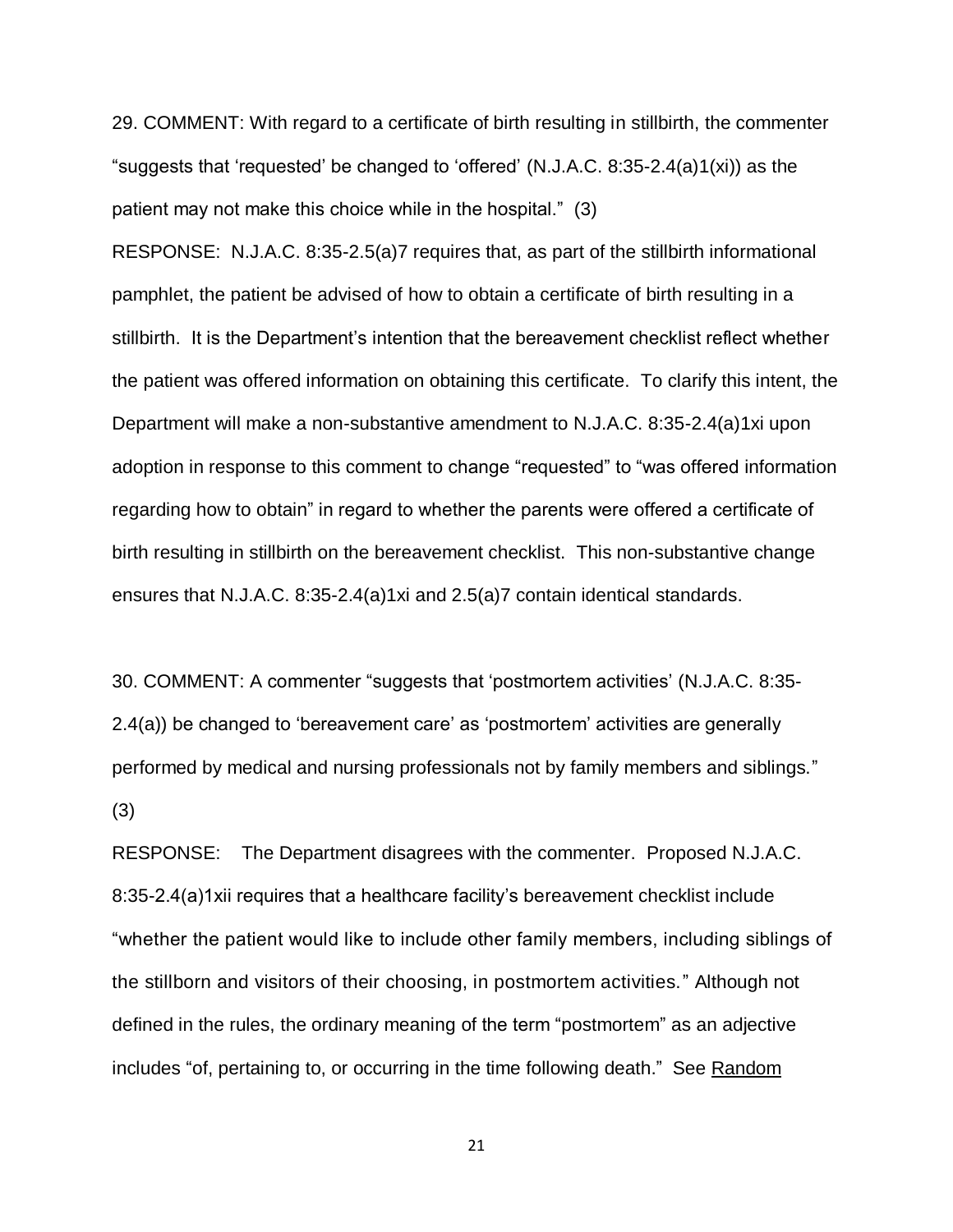29. COMMENT: With regard to a certificate of birth resulting in stillbirth, the commenter "suggests that 'requested' be changed to 'offered' (N.J.A.C. 8:35-2.4(a)1(xi)) as the patient may not make this choice while in the hospital." (3)

RESPONSE: N.J.A.C. 8:35-2.5(a)7 requires that, as part of the stillbirth informational pamphlet, the patient be advised of how to obtain a certificate of birth resulting in a stillbirth. It is the Department's intention that the bereavement checklist reflect whether the patient was offered information on obtaining this certificate. To clarify this intent, the Department will make a non-substantive amendment to N.J.A.C. 8:35-2.4(a)1xi upon adoption in response to this comment to change "requested" to "was offered information regarding how to obtain" in regard to whether the parents were offered a certificate of birth resulting in stillbirth on the bereavement checklist. This non-substantive change ensures that N.J.A.C. 8:35-2.4(a)1xi and 2.5(a)7 contain identical standards.

30. COMMENT: A commenter "suggests that 'postmortem activities' (N.J.A.C. 8:35-2.4(a)) be changed to 'bereavement care' as 'postmortem' activities are generally performed by medical and nursing professionals not by family members and siblings." (3)

RESPONSE: The Department disagrees with the commenter. Proposed N.J.A.C. 8:35-2.4(a)1xii requires that a healthcare facility's bereavement checklist include "whether the patient would like to include other family members, including siblings of the stillborn and visitors of their choosing, in postmortem activities." Although not defined in the rules, the ordinary meaning of the term "postmortem" as an adjective includes "of, pertaining to, or occurring in the time following death." See Random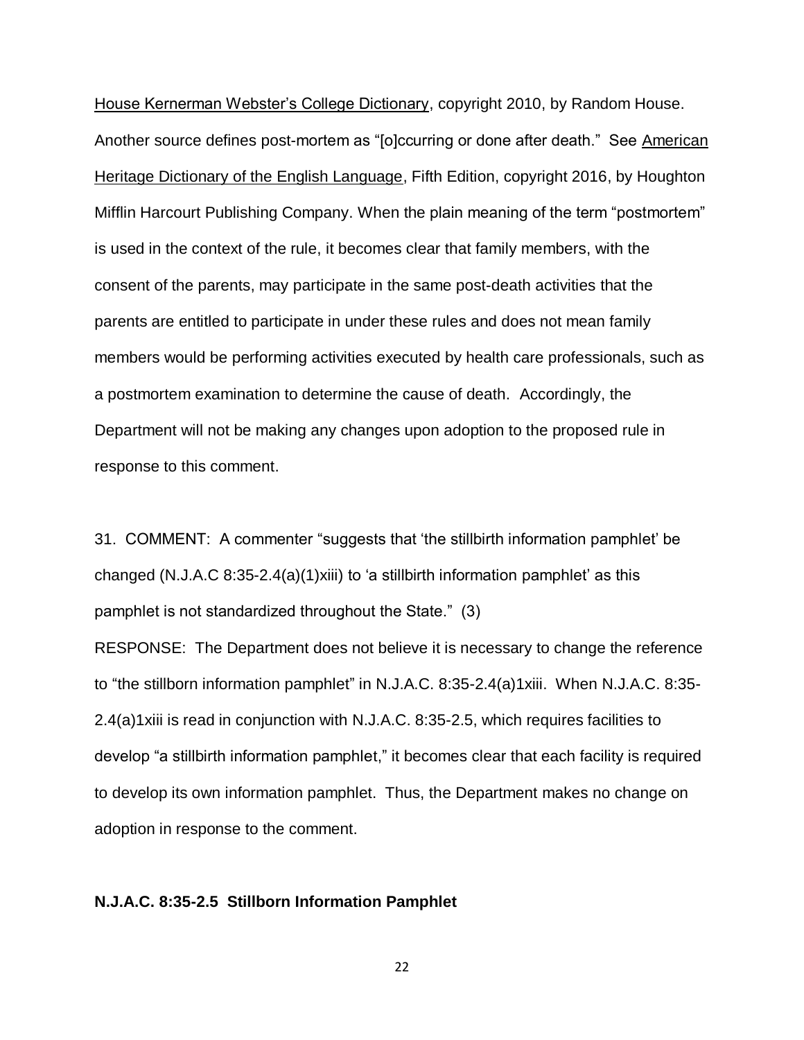House Kernerman Webster's College Dictionary, copyright 2010, by Random House. Another source defines post-mortem as "[o]ccurring or done after death." See American Heritage Dictionary of the English Language, Fifth Edition, copyright 2016, by Houghton Mifflin Harcourt Publishing Company. When the plain meaning of the term "postmortem" is used in the context of the rule, it becomes clear that family members, with the consent of the parents, may participate in the same post-death activities that the parents are entitled to participate in under these rules and does not mean family members would be performing activities executed by health care professionals, such as a postmortem examination to determine the cause of death. Accordingly, the Department will not be making any changes upon adoption to the proposed rule in response to this comment.

31. COMMENT: A commenter "suggests that 'the stillbirth information pamphlet' be changed (N.J.A.C 8:35-2.4(a)(1)xiii) to 'a stillbirth information pamphlet' as this pamphlet is not standardized throughout the State." (3)

RESPONSE: The Department does not believe it is necessary to change the reference to "the stillborn information pamphlet" in N.J.A.C. 8:35-2.4(a)1xiii. When N.J.A.C. 8:35-2.4(a)1xiii is read in conjunction with N.J.A.C. 8:35-2.5, which requires facilities to develop "a stillbirth information pamphlet," it becomes clear that each facility is required to develop its own information pamphlet. Thus, the Department makes no change on adoption in response to the comment.

**N.J.A.C. 8:35-2.5 Stillborn Information Pamphlet**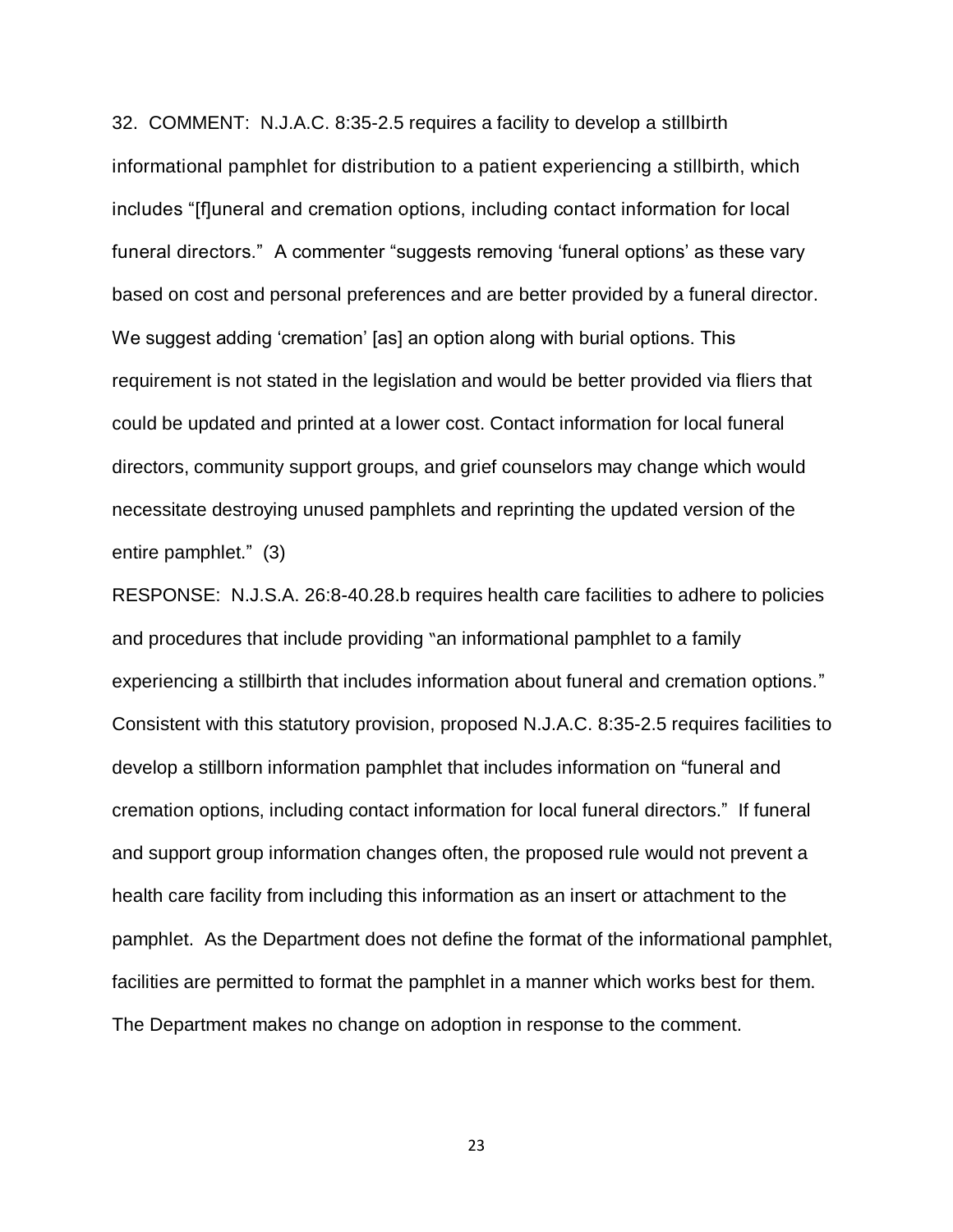32. COMMENT: N.J.A.C. 8:35-2.5 requires a facility to develop a stillbirth informational pamphlet for distribution to a patient experiencing a stillbirth, which includes "[f]uneral and cremation options, including contact information for local funeral directors." A commenter "suggests removing 'funeral options' as these vary based on cost and personal preferences and are better provided by a funeral director. We suggest adding 'cremation' [as] an option along with burial options. This requirement is not stated in the legislation and would be better provided via fliers that could be updated and printed at a lower cost. Contact information for local funeral directors, community support groups, and grief counselors may change which would necessitate destroying unused pamphlets and reprinting the updated version of the entire pamphlet." (3)

RESPONSE: N.J.S.A. 26:8-40.28.b requires health care facilities to adhere to policies and procedures that include providing "an informational pamphlet to a family experiencing a stillbirth that includes information about funeral and cremation options." Consistent with this statutory provision, proposed N.J.A.C. 8:35-2.5 requires facilities to develop a stillborn information pamphlet that includes information on "funeral and cremation options, including contact information for local funeral directors." If funeral and support group information changes often, the proposed rule would not prevent a health care facility from including this information as an insert or attachment to the pamphlet. As the Department does not define the format of the informational pamphlet, facilities are permitted to format the pamphlet in a manner which works best for them. The Department makes no change on adoption in response to the comment.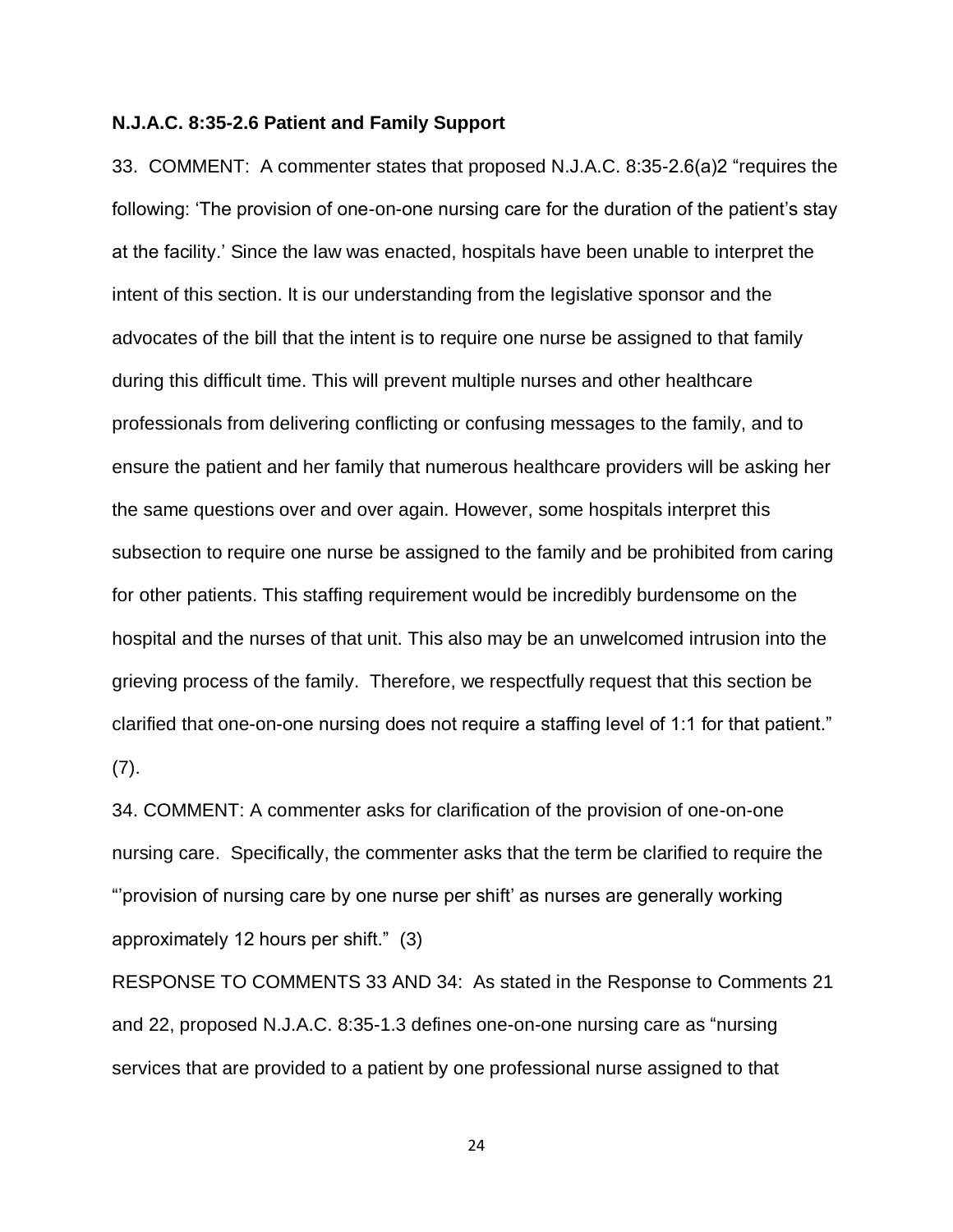**N.J.A.C. 8:35-2.6 Patient and Family Support**

33. COMMENT: A commenter states that proposed N.J.A.C. 8:35-2.6(a)2 "requires the following: 'The provision of one-on-one nursing care for the duration of the patient's stay at the facility.' Since the law was enacted, hospitals have been unable to interpret the intent of this section. It is our understanding from the legislative sponsor and the advocates of the bill that the intent is to require one nurse be assigned to that family during this difficult time. This will prevent multiple nurses and other healthcare professionals from delivering conflicting or confusing messages to the family, and to ensure the patient and her family that numerous healthcare providers will be asking her the same questions over and over again. However, some hospitals interpret this subsection to require one nurse be assigned to the family and be prohibited from caring for other patients. This staffing requirement would be incredibly burdensome on the hospital and the nurses of that unit. This also may be an unwelcomed intrusion into the grieving process of the family. Therefore, we respectfully request that this section be clarified that one-on-one nursing does not require a staffing level of 1:1 for that patient." (7).

34. COMMENT: A commenter asks for clarification of the provision of one-on-one nursing care. Specifically, the commenter asks that the term be clarified to require the "'provision of nursing care by one nurse per shift' as nurses are generally working approximately 12 hours per shift." (3)

RESPONSE TO COMMENTS 33 AND 34: As stated in the Response to Comments 21 and 22, proposed N.J.A.C. 8:35-1.3 defines one-on-one nursing care as "nursing services that are provided to a patient by one professional nurse assigned to that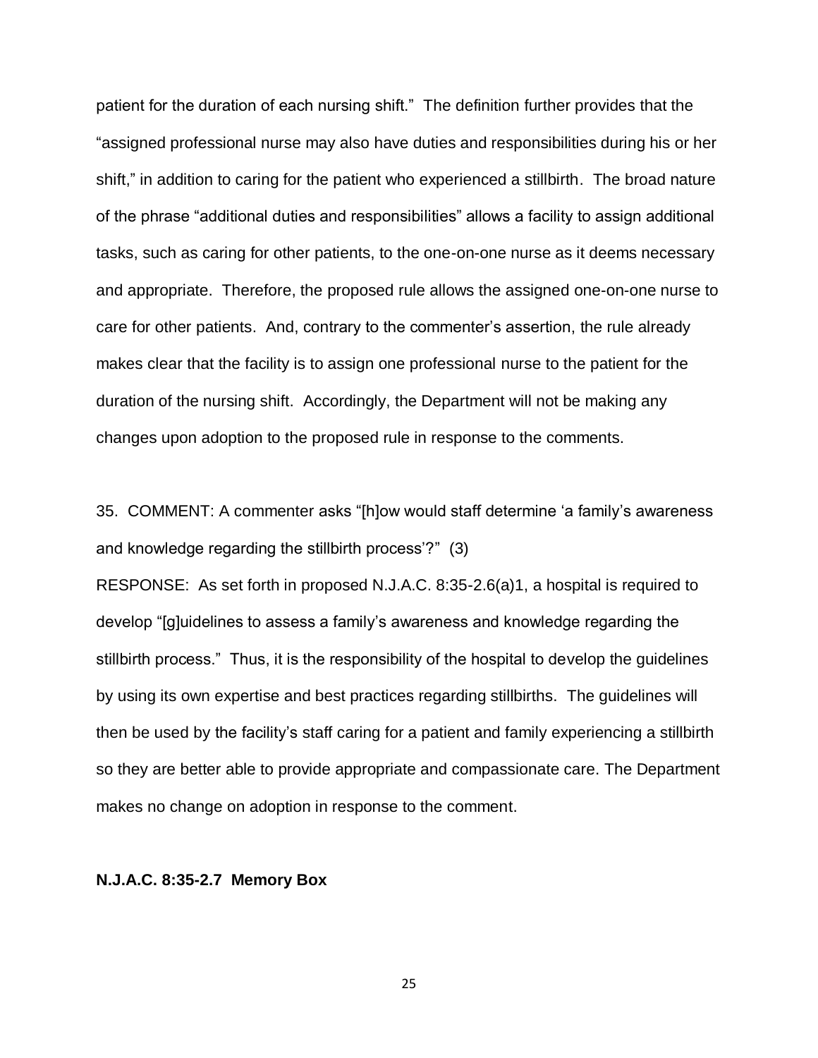patient for the duration of each nursing shift." The definition further provides that the "assigned professional nurse may also have duties and responsibilities during his or her shift," in addition to caring for the patient who experienced a stillbirth. The broad nature of the phrase "additional duties and responsibilities" allows a facility to assign additional tasks, such as caring for other patients, to the one-on-one nurse as it deems necessary and appropriate. Therefore, the proposed rule allows the assigned one-on-one nurse to care for other patients. And, contrary to the commenter's assertion, the rule already makes clear that the facility is to assign one professional nurse to the patient for the duration of the nursing shift. Accordingly, the Department will not be making any changes upon adoption to the proposed rule in response to the comments.

35. COMMENT: A commenter asks "[h]ow would staff determine 'a family's awareness and knowledge regarding the stillbirth process'?" (3)

RESPONSE: As set forth in proposed N.J.A.C. 8:35-2.6(a)1, a hospital is required to develop "[g]uidelines to assess a family's awareness and knowledge regarding the stillbirth process." Thus, it is the responsibility of the hospital to develop the guidelines by using its own expertise and best practices regarding stillbirths. The guidelines will then be used by the facility's staff caring for a patient and family experiencing a stillbirth so they are better able to provide appropriate and compassionate care. The Department makes no change on adoption in response to the comment.

**N.J.A.C. 8:35-2.7 Memory Box**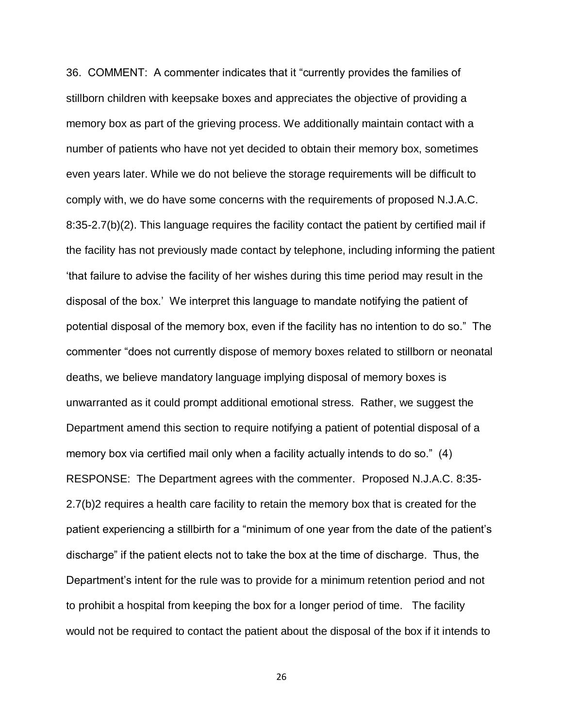36. COMMENT: A commenter indicates that it "currently provides the families of stillborn children with keepsake boxes and appreciates the objective of providing a memory box as part of the grieving process. We additionally maintain contact with a number of patients who have not yet decided to obtain their memory box, sometimes even years later. While we do not believe the storage requirements will be difficult to comply with, we do have some concerns with the requirements of proposed N.J.A.C. 8:35-2.7(b)(2). This language requires the facility contact the patient by certified mail if the facility has not previously made contact by telephone, including informing the patient 'that failure to advise the facility of her wishes during this time period may result in the disposal of the box.' We interpret this language to mandate notifying the patient of potential disposal of the memory box, even if the facility has no intention to do so." The commenter "does not currently dispose of memory boxes related to stillborn or neonatal deaths, we believe mandatory language implying disposal of memory boxes is unwarranted as it could prompt additional emotional stress. Rather, we suggest the Department amend this section to require notifying a patient of potential disposal of a memory box via certified mail only when a facility actually intends to do so." (4)

RESPONSE: The Department agrees with the commenter. Proposed N.J.A.C. 8:35-2.7(b)2 requires a health care facility to retain the memory box that is created for the patient experiencing a stillbirth for a "minimum of one year from the date of the patient's discharge" if the patient elects not to take the box at the time of discharge. Thus, the Department's intent for the rule was to provide for a minimum retention period and not to prohibit a hospital from keeping the box for a longer period of time. The facility would not be required to contact the patient about the disposal of the box if it intends to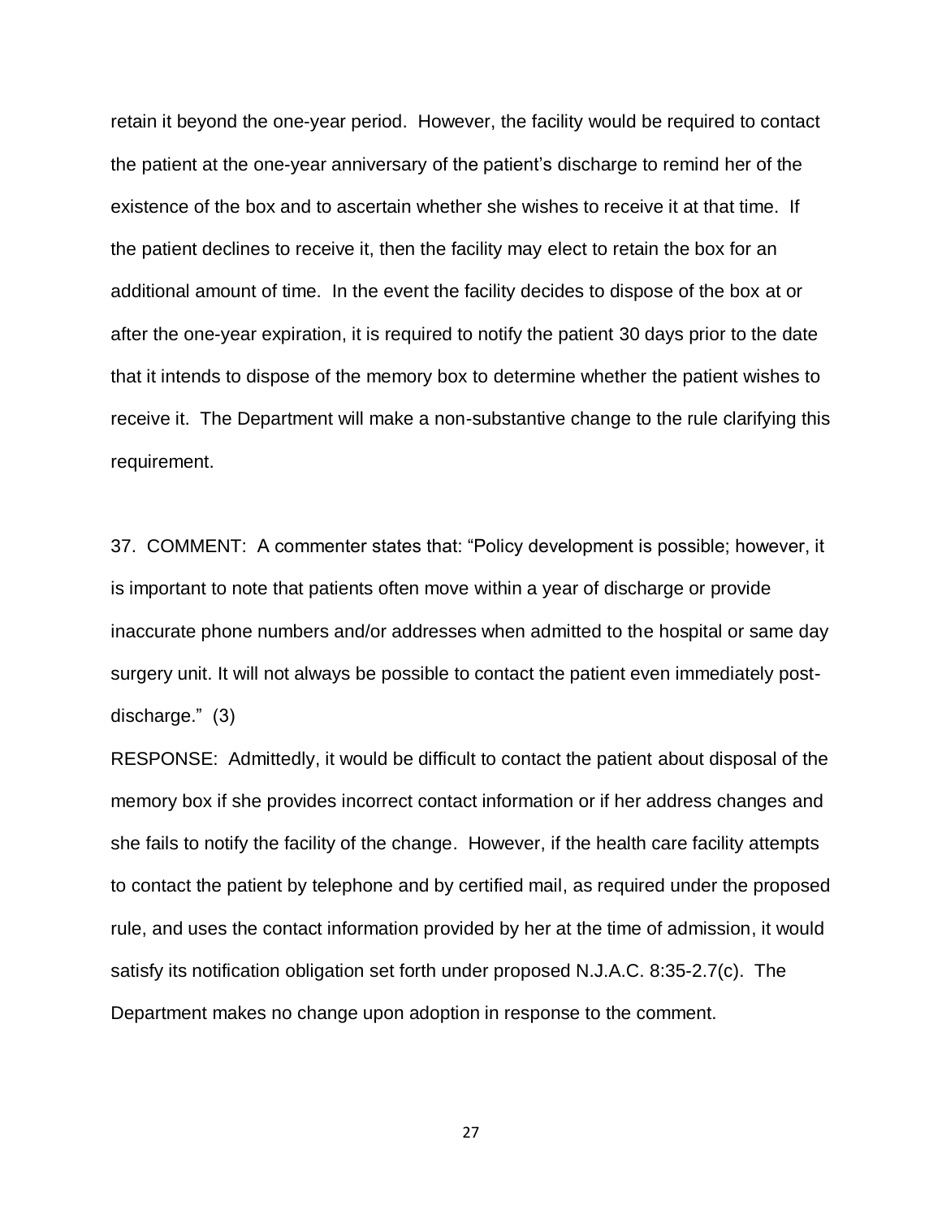retain it beyond the one-year period. However, the facility would be required to contact the patient at the one-year anniversary of the patient's discharge to remind her of the existence of the box and to ascertain whether she wishes to receive it at that time. If the patient declines to receive it, then the facility may elect to retain the box for an additional amount of time. In the event the facility decides to dispose of the box at or after the one-year expiration, it is required to notify the patient 30 days prior to the date that it intends to dispose of the memory box to determine whether the patient wishes to receive it. The Department will make a non-substantive change to the rule clarifying this requirement.

37. COMMENT: A commenter states that: "Policy development is possible; however, it is important to note that patients often move within a year of discharge or provide inaccurate phone numbers and/or addresses when admitted to the hospital or same day surgery unit. It will not always be possible to contact the patient even immediately post-discharge." (3)

RESPONSE: Admittedly, it would be difficult to contact the patient about disposal of the memory box if she provides incorrect contact information or if her address changes and she fails to notify the facility of the change. However, if the health care facility attempts to contact the patient by telephone and by certified mail, as required under the proposed rule, and uses the contact information provided by her at the time of admission, it would satisfy its notification obligation set forth under proposed N.J.A.C. 8:35-2.7(c). The Department makes no change upon adoption in response to the comment.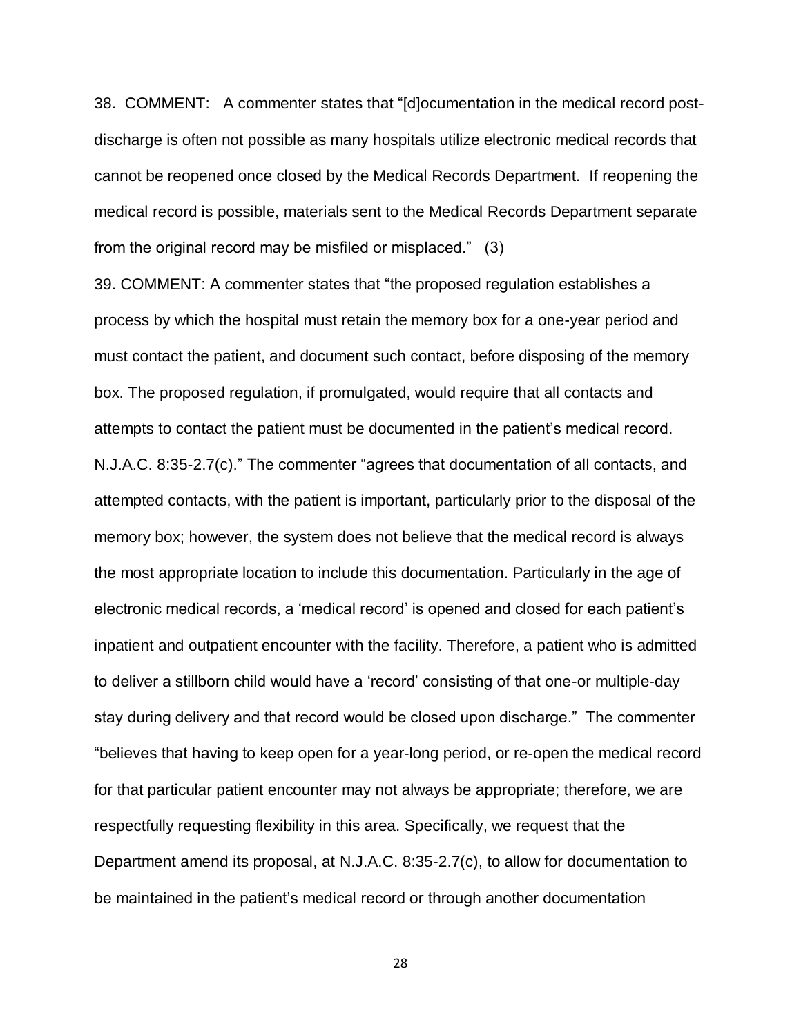38. COMMENT: A commenter states that "[d]ocumentation in the medical record post-discharge is often not possible as many hospitals utilize electronic medical records that cannot be reopened once closed by the Medical Records Department. If reopening the medical record is possible, materials sent to the Medical Records Department separate from the original record may be misfiled or misplaced." (3)

39. COMMENT: A commenter states that "the proposed regulation establishes a process by which the hospital must retain the memory box for a one-year period and must contact the patient, and document such contact, before disposing of the memory box. The proposed regulation, if promulgated, would require that all contacts and attempts to contact the patient must be documented in the patient's medical record. N.J.A.C. 8:35-2.7(c)." The commenter "agrees that documentation of all contacts, and attempted contacts, with the patient is important, particularly prior to the disposal of the memory box; however, the system does not believe that the medical record is always the most appropriate location to include this documentation. Particularly in the age of electronic medical records, a 'medical record' is opened and closed for each patient's inpatient and outpatient encounter with the facility. Therefore, a patient who is admitted to deliver a stillborn child would have a 'record' consisting of that one-or multiple-day stay during delivery and that record would be closed upon discharge." The commenter "believes that having to keep open for a year-long period, or re-open the medical record for that particular patient encounter may not always be appropriate; therefore, we are respectfully requesting flexibility in this area. Specifically, we request that the Department amend its proposal, at N.J.A.C. 8:35-2.7(c), to allow for documentation to be maintained in the patient's medical record or through another documentation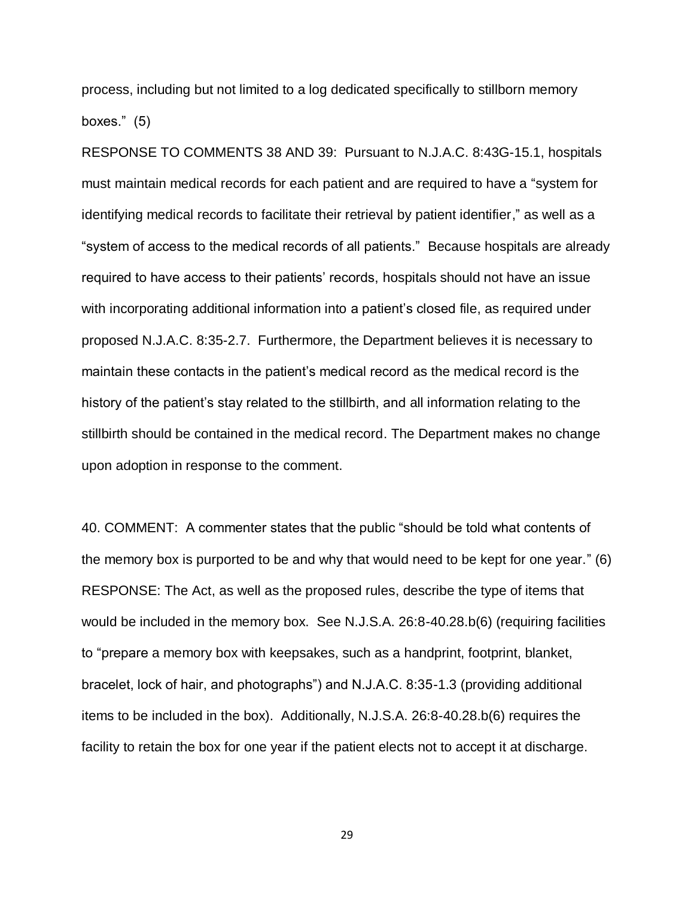process, including but not limited to a log dedicated specifically to stillborn memory boxes." (5)

RESPONSE TO COMMENTS 38 AND 39: Pursuant to N.J.A.C. 8:43G-15.1, hospitals must maintain medical records for each patient and are required to have a "system for identifying medical records to facilitate their retrieval by patient identifier," as well as a "system of access to the medical records of all patients." Because hospitals are already required to have access to their patients' records, hospitals should not have an issue with incorporating additional information into a patient's closed file, as required under proposed N.J.A.C. 8:35-2.7. Furthermore, the Department believes it is necessary to maintain these contacts in the patient's medical record as the medical record is the history of the patient's stay related to the stillbirth, and all information relating to the stillbirth should be contained in the medical record. The Department makes no change upon adoption in response to the comment.

40. COMMENT: A commenter states that the public "should be told what contents of the memory box is purported to be and why that would need to be kept for one year." (6)

RESPONSE: The Act, as well as the proposed rules, describe the type of items that would be included in the memory box. See N.J.S.A. 26:8-40.28.b(6) (requiring facilities to "prepare a memory box with keepsakes, such as a handprint, footprint, blanket, bracelet, lock of hair, and photographs") and N.J.A.C. 8:35-1.3 (providing additional items to be included in the box). Additionally, N.J.S.A. 26:8-40.28.b(6) requires the facility to retain the box for one year if the patient elects not to accept it at discharge.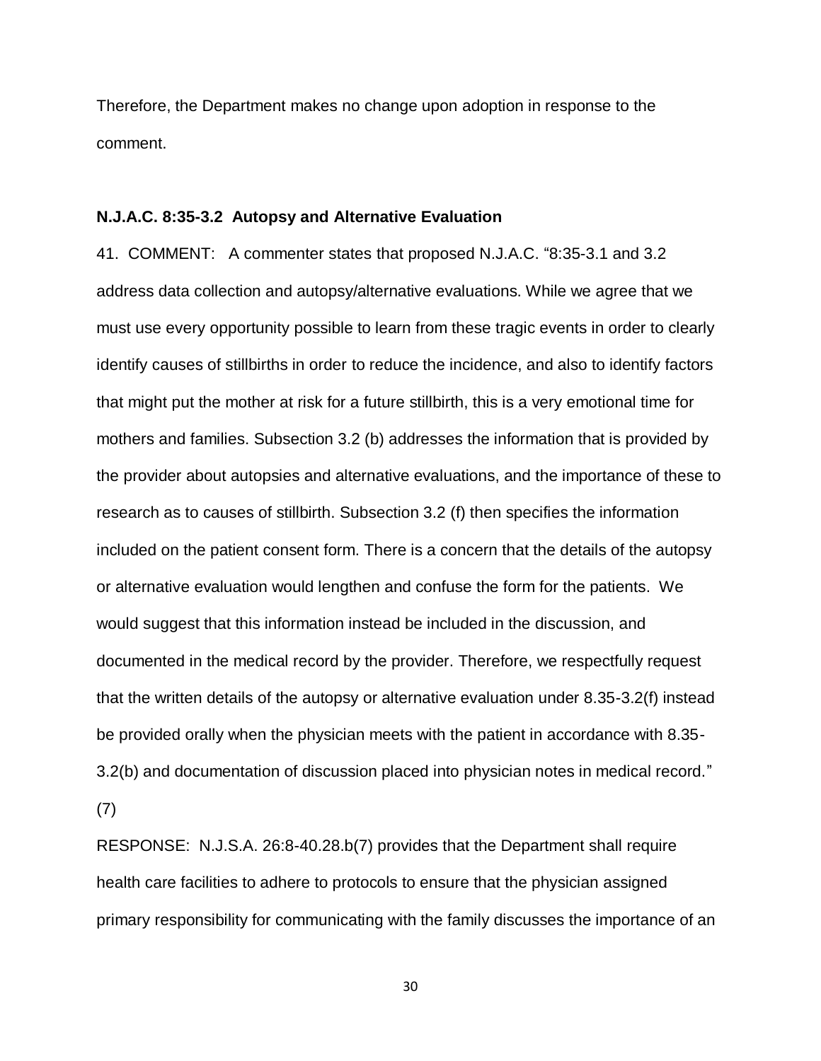Therefore, the Department makes no change upon adoption in response to the comment.

**N.J.A.C. 8:35-3.2 Autopsy and Alternative Evaluation**

41. COMMENT: A commenter states that proposed N.J.A.C. "8:35-3.1 and 3.2 address data collection and autopsy/alternative evaluations. While we agree that we must use every opportunity possible to learn from these tragic events in order to clearly identify causes of stillbirths in order to reduce the incidence, and also to identify factors that might put the mother at risk for a future stillbirth, this is a very emotional time for mothers and families. Subsection 3.2 (b) addresses the information that is provided by the provider about autopsies and alternative evaluations, and the importance of these to research as to causes of stillbirth. Subsection 3.2 (f) then specifies the information included on the patient consent form. There is a concern that the details of the autopsy or alternative evaluation would lengthen and confuse the form for the patients. We would suggest that this information instead be included in the discussion, and documented in the medical record by the provider. Therefore, we respectfully request that the written details of the autopsy or alternative evaluation under 8.35-3.2(f) instead be provided orally when the physician meets with the patient in accordance with 8.35-3.2(b) and documentation of discussion placed into physician notes in medical record." (7)

RESPONSE: N.J.S.A. 26:8-40.28.b(7) provides that the Department shall require health care facilities to adhere to protocols to ensure that the physician assigned primary responsibility for communicating with the family discusses the importance of an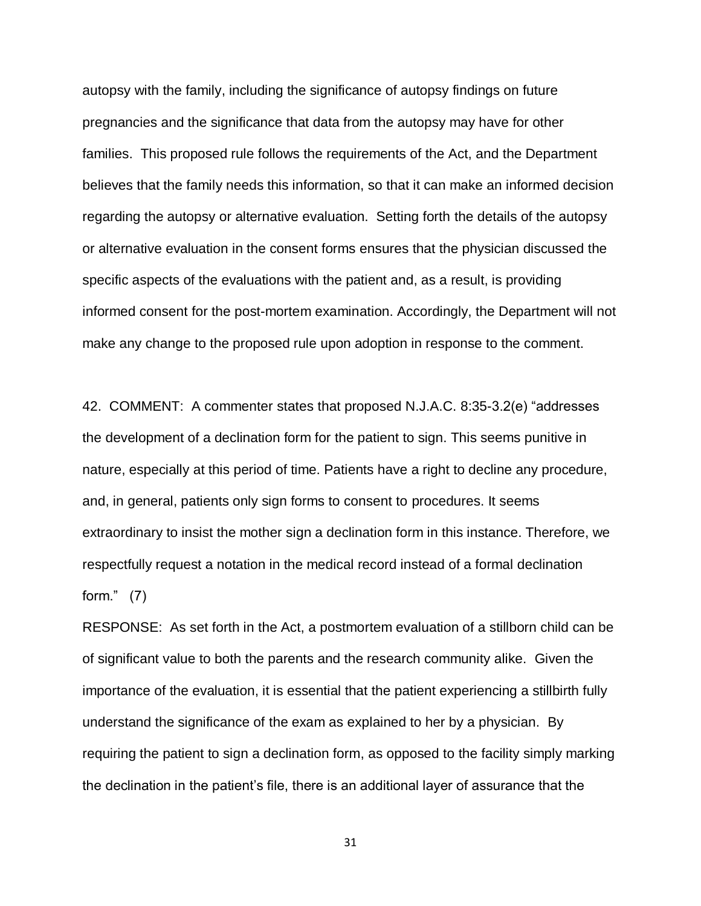autopsy with the family, including the significance of autopsy findings on future pregnancies and the significance that data from the autopsy may have for other families. This proposed rule follows the requirements of the Act, and the Department believes that the family needs this information, so that it can make an informed decision regarding the autopsy or alternative evaluation. Setting forth the details of the autopsy or alternative evaluation in the consent forms ensures that the physician discussed the specific aspects of the evaluations with the patient and, as a result, is providing informed consent for the post-mortem examination. Accordingly, the Department will not make any change to the proposed rule upon adoption in response to the comment.

42. COMMENT: A commenter states that proposed N.J.A.C. 8:35-3.2(e) "addresses the development of a declination form for the patient to sign. This seems punitive in nature, especially at this period of time. Patients have a right to decline any procedure, and, in general, patients only sign forms to consent to procedures. It seems extraordinary to insist the mother sign a declination form in this instance. Therefore, we respectfully request a notation in the medical record instead of a formal declination form." (7)

RESPONSE: As set forth in the Act, a postmortem evaluation of a stillborn child can be of significant value to both the parents and the research community alike. Given the importance of the evaluation, it is essential that the patient experiencing a stillbirth fully understand the significance of the exam as explained to her by a physician. By requiring the patient to sign a declination form, as opposed to the facility simply marking the declination in the patient's file, there is an additional layer of assurance that the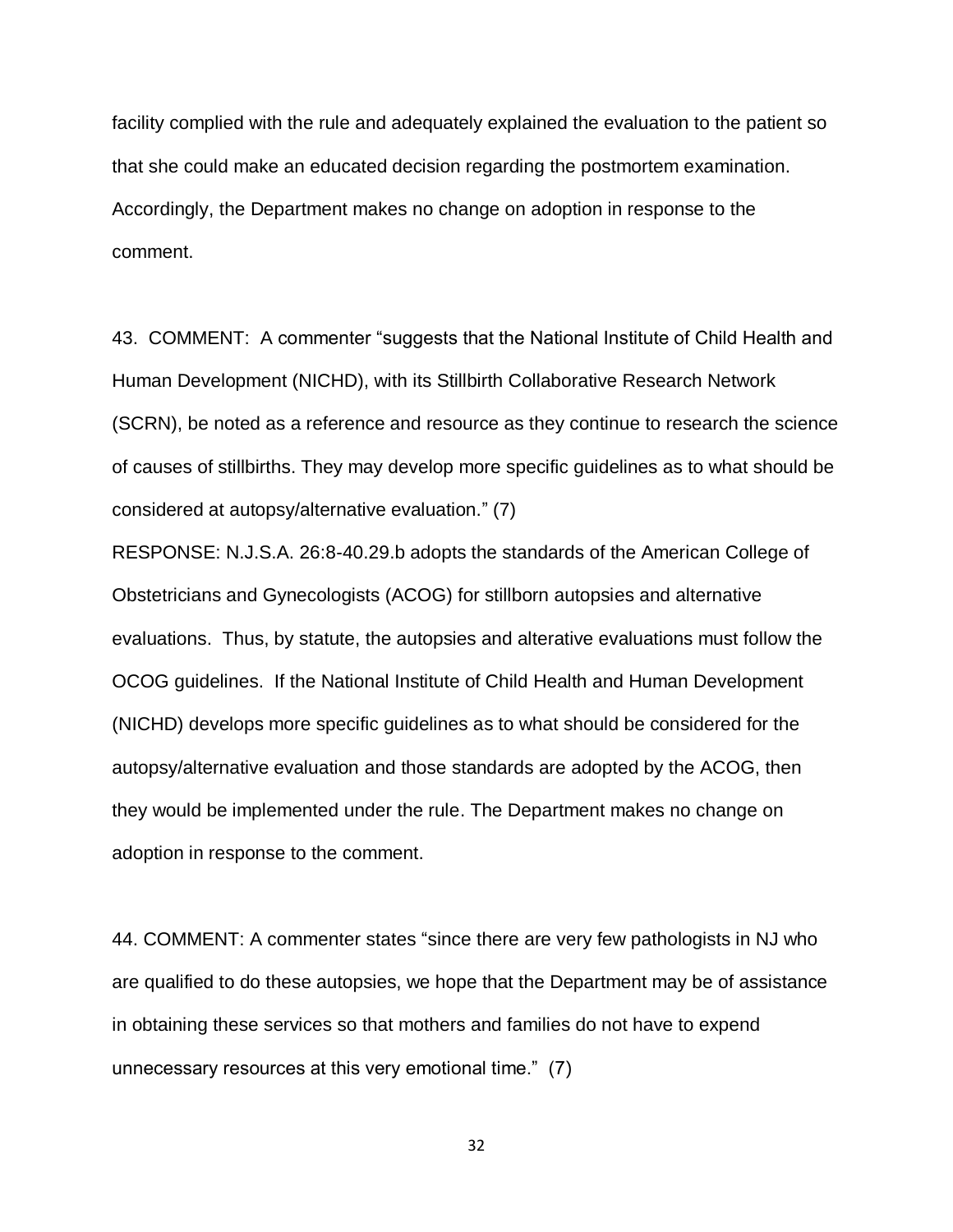facility complied with the rule and adequately explained the evaluation to the patient so that she could make an educated decision regarding the postmortem examination. Accordingly, the Department makes no change on adoption in response to the comment.

43. COMMENT: A commenter "suggests that the National Institute of Child Health and Human Development (NICHD), with its Stillbirth Collaborative Research Network (SCRN), be noted as a reference and resource as they continue to research the science of causes of stillbirths. They may develop more specific guidelines as to what should be considered at autopsy/alternative evaluation." (7)

RESPONSE: N.J.S.A. 26:8-40.29.b adopts the standards of the American College of Obstetricians and Gynecologists (ACOG) for stillborn autopsies and alternative evaluations. Thus, by statute, the autopsies and alterative evaluations must follow the OCOG guidelines. If the National Institute of Child Health and Human Development (NICHD) develops more specific guidelines as to what should be considered for the autopsy/alternative evaluation and those standards are adopted by the ACOG, then they would be implemented under the rule. The Department makes no change on adoption in response to the comment.

44. COMMENT: A commenter states "since there are very few pathologists in NJ who are qualified to do these autopsies, we hope that the Department may be of assistance in obtaining these services so that mothers and families do not have to expend unnecessary resources at this very emotional time." (7)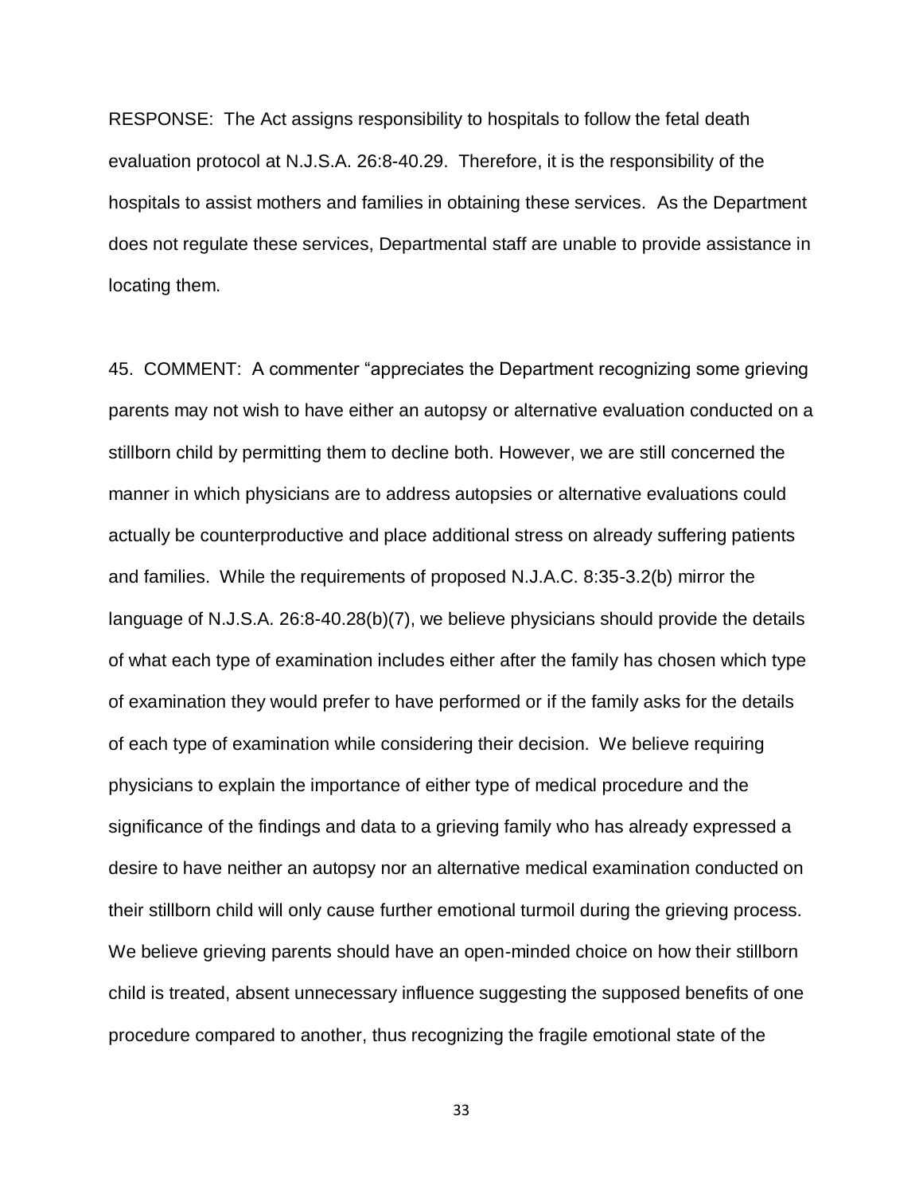RESPONSE: The Act assigns responsibility to hospitals to follow the fetal death evaluation protocol at N.J.S.A. 26:8-40.29. Therefore, it is the responsibility of the hospitals to assist mothers and families in obtaining these services. As the Department does not regulate these services, Departmental staff are unable to provide assistance in locating them.

45. COMMENT: A commenter "appreciates the Department recognizing some grieving parents may not wish to have either an autopsy or alternative evaluation conducted on a stillborn child by permitting them to decline both. However, we are still concerned the manner in which physicians are to address autopsies or alternative evaluations could actually be counterproductive and place additional stress on already suffering patients and families. While the requirements of proposed N.J.A.C. 8:35-3.2(b) mirror the language of N.J.S.A. 26:8-40.28(b)(7), we believe physicians should provide the details of what each type of examination includes either after the family has chosen which type of examination they would prefer to have performed or if the family asks for the details of each type of examination while considering their decision. We believe requiring physicians to explain the importance of either type of medical procedure and the significance of the findings and data to a grieving family who has already expressed a desire to have neither an autopsy nor an alternative medical examination conducted on their stillborn child will only cause further emotional turmoil during the grieving process. We believe grieving parents should have an open-minded choice on how their stillborn child is treated, absent unnecessary influence suggesting the supposed benefits of one procedure compared to another, thus recognizing the fragile emotional state of the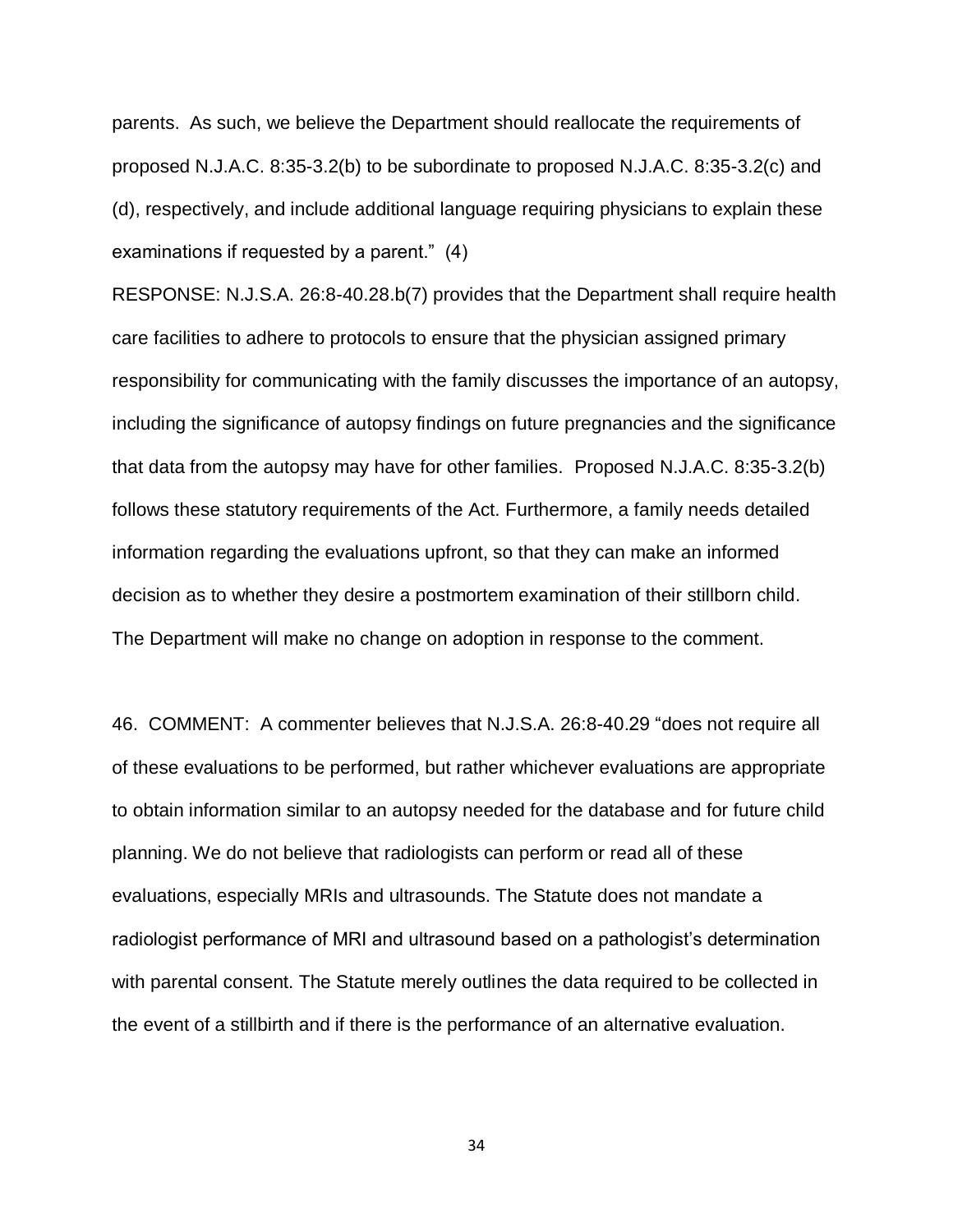parents. As such, we believe the Department should reallocate the requirements of proposed N.J.A.C. 8:35-3.2(b) to be subordinate to proposed N.J.A.C. 8:35-3.2(c) and (d), respectively, and include additional language requiring physicians to explain these examinations if requested by a parent." (4)

RESPONSE: N.J.S.A. 26:8-40.28.b(7) provides that the Department shall require health care facilities to adhere to protocols to ensure that the physician assigned primary responsibility for communicating with the family discusses the importance of an autopsy, including the significance of autopsy findings on future pregnancies and the significance that data from the autopsy may have for other families. Proposed N.J.A.C. 8:35-3.2(b) follows these statutory requirements of the Act. Furthermore, a family needs detailed information regarding the evaluations upfront, so that they can make an informed decision as to whether they desire a postmortem examination of their stillborn child. The Department will make no change on adoption in response to the comment.

46. COMMENT: A commenter believes that N.J.S.A. 26:8-40.29 "does not require all of these evaluations to be performed, but rather whichever evaluations are appropriate to obtain information similar to an autopsy needed for the database and for future child planning. We do not believe that radiologists can perform or read all of these evaluations, especially MRIs and ultrasounds. The Statute does not mandate a radiologist performance of MRI and ultrasound based on a pathologist's determination with parental consent. The Statute merely outlines the data required to be collected in the event of a stillbirth and if there is the performance of an alternative evaluation.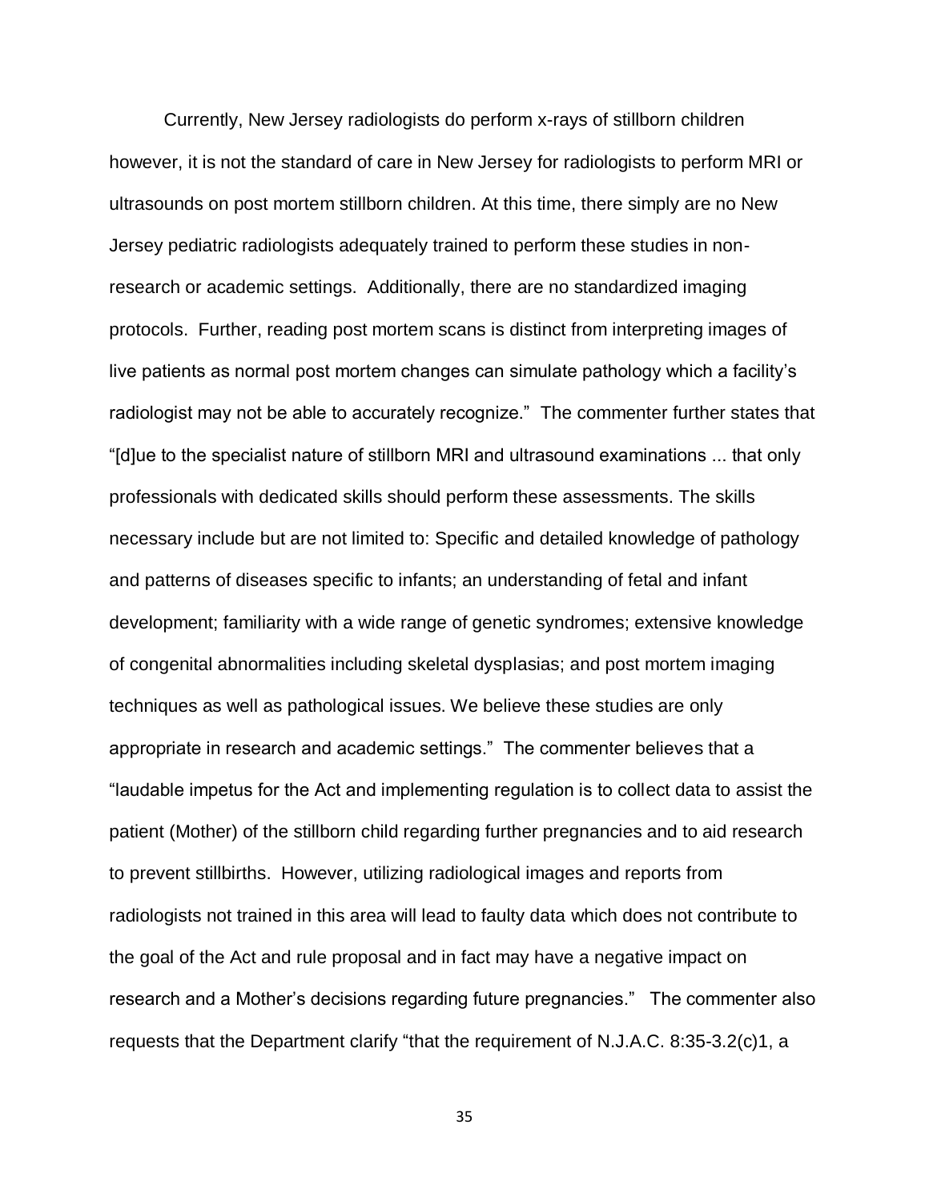Currently, New Jersey radiologists do perform x-rays of stillborn children however, it is not the standard of care in New Jersey for radiologists to perform MRI or ultrasounds on post mortem stillborn children. At this time, there simply are no New Jersey pediatric radiologists adequately trained to perform these studies in non-research or academic settings. Additionally, there are no standardized imaging protocols. Further, reading post mortem scans is distinct from interpreting images of live patients as normal post mortem changes can simulate pathology which a facility's radiologist may not be able to accurately recognize." The commenter further states that "[d]ue to the specialist nature of stillborn MRI and ultrasound examinations ... that only professionals with dedicated skills should perform these assessments. The skills necessary include but are not limited to: Specific and detailed knowledge of pathology and patterns of diseases specific to infants; an understanding of fetal and infant development; familiarity with a wide range of genetic syndromes; extensive knowledge of congenital abnormalities including skeletal dysplasias; and post mortem imaging techniques as well as pathological issues. We believe these studies are only appropriate in research and academic settings." The commenter believes that a "laudable impetus for the Act and implementing regulation is to collect data to assist the patient (Mother) of the stillborn child regarding further pregnancies and to aid research to prevent stillbirths. However, utilizing radiological images and reports from radiologists not trained in this area will lead to faulty data which does not contribute to the goal of the Act and rule proposal and in fact may have a negative impact on research and a Mother's decisions regarding future pregnancies." The commenter also requests that the Department clarify "that the requirement of N.J.A.C. 8:35-3.2(c)1, a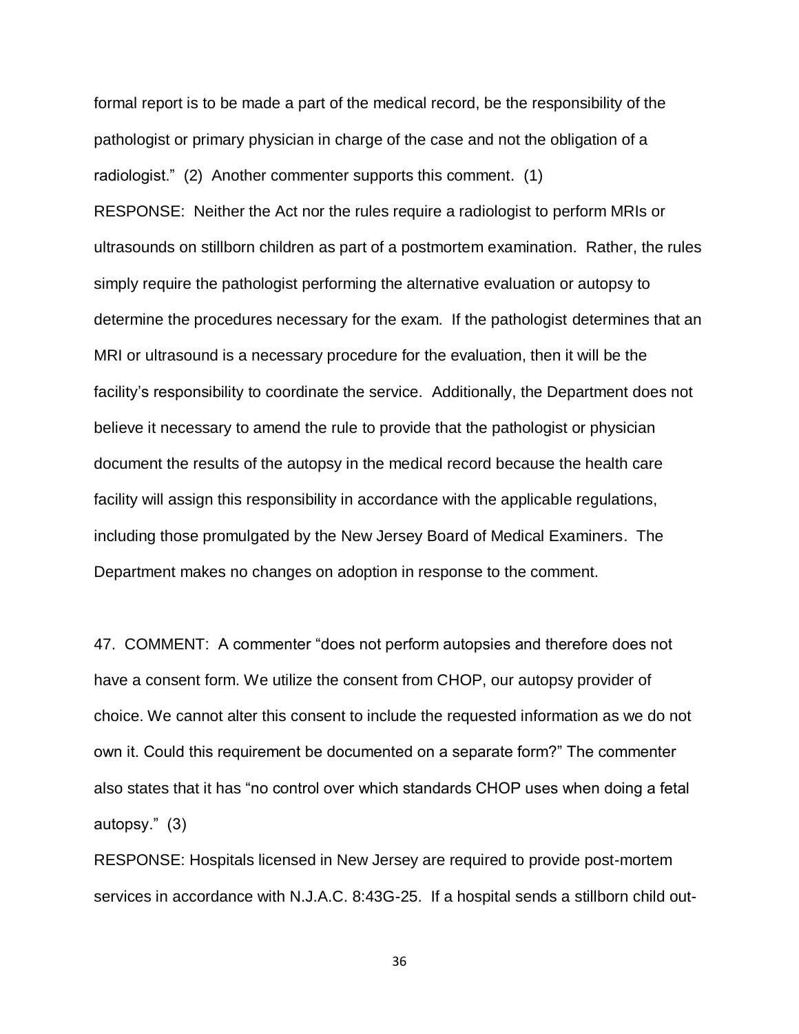formal report is to be made a part of the medical record, be the responsibility of the pathologist or primary physician in charge of the case and not the obligation of a radiologist." (2) Another commenter supports this comment. (1)

RESPONSE: Neither the Act nor the rules require a radiologist to perform MRIs or ultrasounds on stillborn children as part of a postmortem examination. Rather, the rules simply require the pathologist performing the alternative evaluation or autopsy to determine the procedures necessary for the exam. If the pathologist determines that an MRI or ultrasound is a necessary procedure for the evaluation, then it will be the facility's responsibility to coordinate the service. Additionally, the Department does not believe it necessary to amend the rule to provide that the pathologist or physician document the results of the autopsy in the medical record because the health care facility will assign this responsibility in accordance with the applicable regulations, including those promulgated by the New Jersey Board of Medical Examiners. The Department makes no changes on adoption in response to the comment.

47. COMMENT: A commenter "does not perform autopsies and therefore does not have a consent form. We utilize the consent from CHOP, our autopsy provider of choice. We cannot alter this consent to include the requested information as we do not own it. Could this requirement be documented on a separate form?" The commenter also states that it has "no control over which standards CHOP uses when doing a fetal autopsy." (3)

RESPONSE: Hospitals licensed in New Jersey are required to provide post-mortem services in accordance with N.J.A.C. 8:43G-25. If a hospital sends a stillborn child out-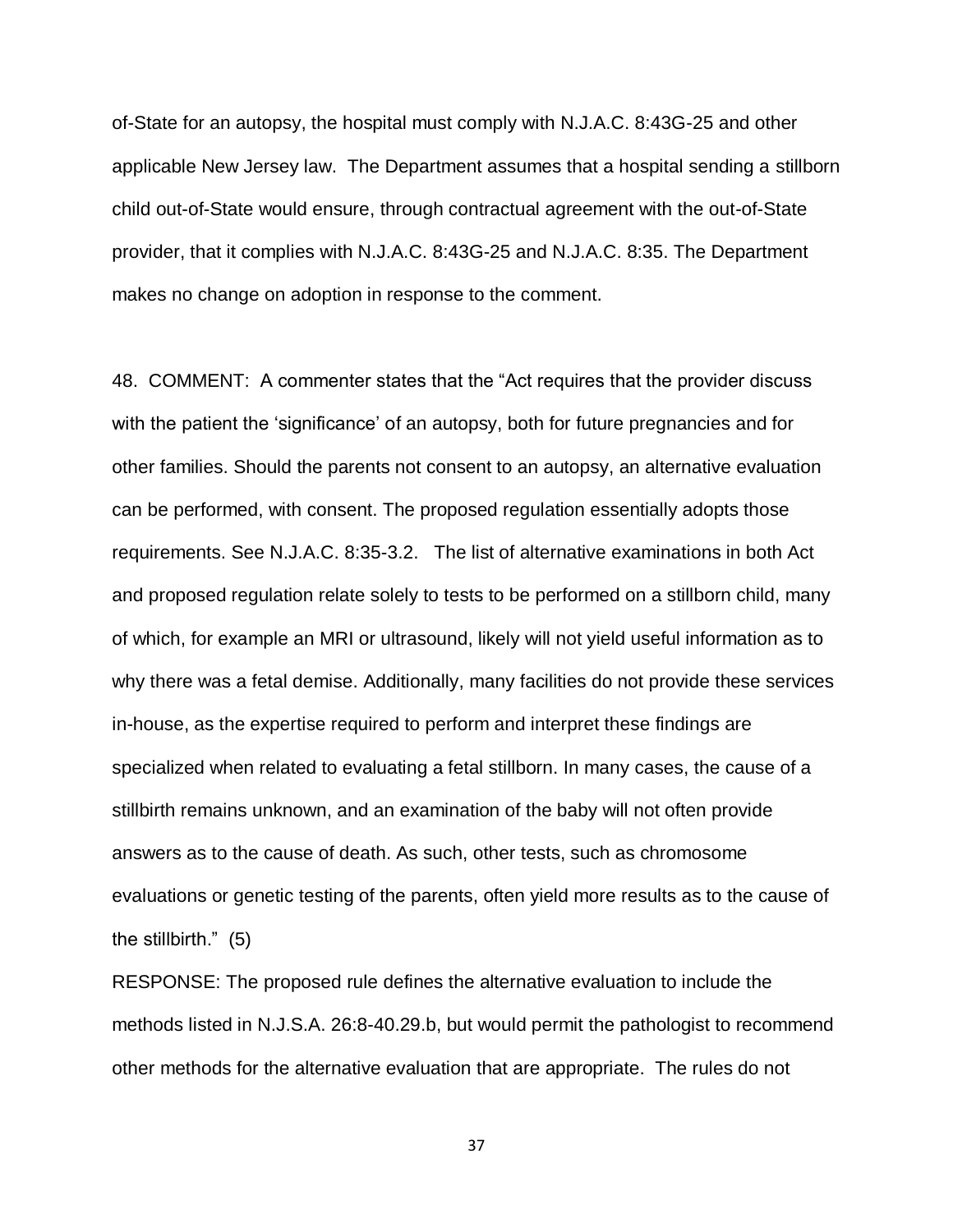of-State for an autopsy, the hospital must comply with N.J.A.C. 8:43G-25 and other applicable New Jersey law. The Department assumes that a hospital sending a stillborn child out-of-State would ensure, through contractual agreement with the out-of-State provider, that it complies with N.J.A.C. 8:43G-25 and N.J.A.C. 8:35. The Department makes no change on adoption in response to the comment.

48. COMMENT: A commenter states that the "Act requires that the provider discuss with the patient the 'significance' of an autopsy, both for future pregnancies and for other families. Should the parents not consent to an autopsy, an alternative evaluation can be performed, with consent. The proposed regulation essentially adopts those requirements. See N.J.A.C. 8:35-3.2. The list of alternative examinations in both Act and proposed regulation relate solely to tests to be performed on a stillborn child, many of which, for example an MRI or ultrasound, likely will not yield useful information as to why there was a fetal demise. Additionally, many facilities do not provide these services in-house, as the expertise required to perform and interpret these findings are specialized when related to evaluating a fetal stillborn. In many cases, the cause of a stillbirth remains unknown, and an examination of the baby will not often provide answers as to the cause of death. As such, other tests, such as chromosome evaluations or genetic testing of the parents, often yield more results as to the cause of the stillbirth." (5)

RESPONSE: The proposed rule defines the alternative evaluation to include the methods listed in N.J.S.A. 26:8-40.29.b, but would permit the pathologist to recommend other methods for the alternative evaluation that are appropriate. The rules do not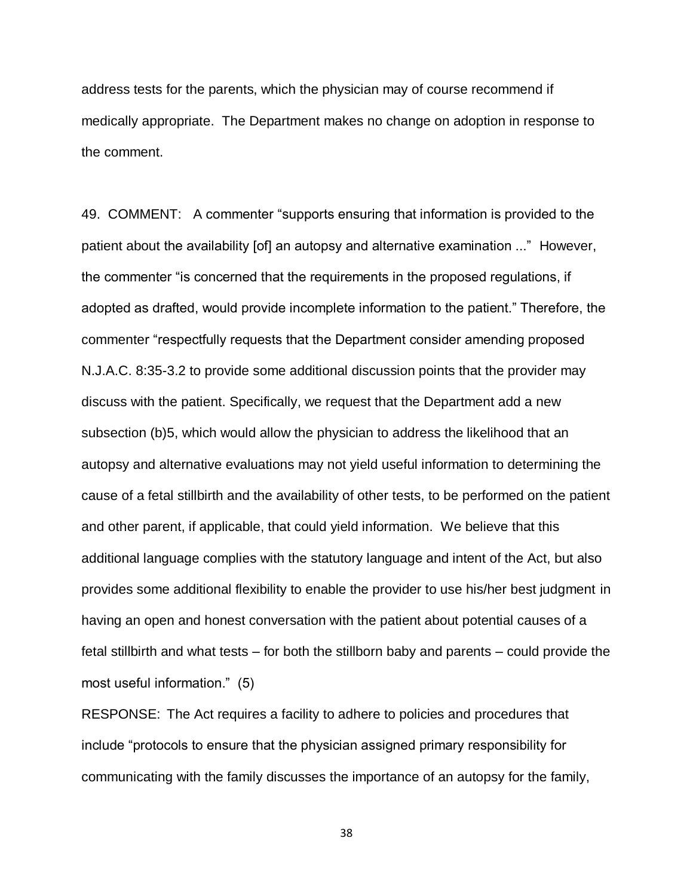address tests for the parents, which the physician may of course recommend if medically appropriate. The Department makes no change on adoption in response to the comment.

49. COMMENT: A commenter "supports ensuring that information is provided to the patient about the availability [of] an autopsy and alternative examination ..." However, the commenter "is concerned that the requirements in the proposed regulations, if adopted as drafted, would provide incomplete information to the patient." Therefore, the commenter "respectfully requests that the Department consider amending proposed N.J.A.C. 8:35-3.2 to provide some additional discussion points that the provider may discuss with the patient. Specifically, we request that the Department add a new subsection (b)5, which would allow the physician to address the likelihood that an autopsy and alternative evaluations may not yield useful information to determining the cause of a fetal stillbirth and the availability of other tests, to be performed on the patient and other parent, if applicable, that could yield information. We believe that this additional language complies with the statutory language and intent of the Act, but also provides some additional flexibility to enable the provider to use his/her best judgment in having an open and honest conversation with the patient about potential causes of a fetal stillbirth and what tests – for both the stillborn baby and parents – could provide the most useful information." (5)

RESPONSE: The Act requires a facility to adhere to policies and procedures that include "protocols to ensure that the physician assigned primary responsibility for communicating with the family discusses the importance of an autopsy for the family,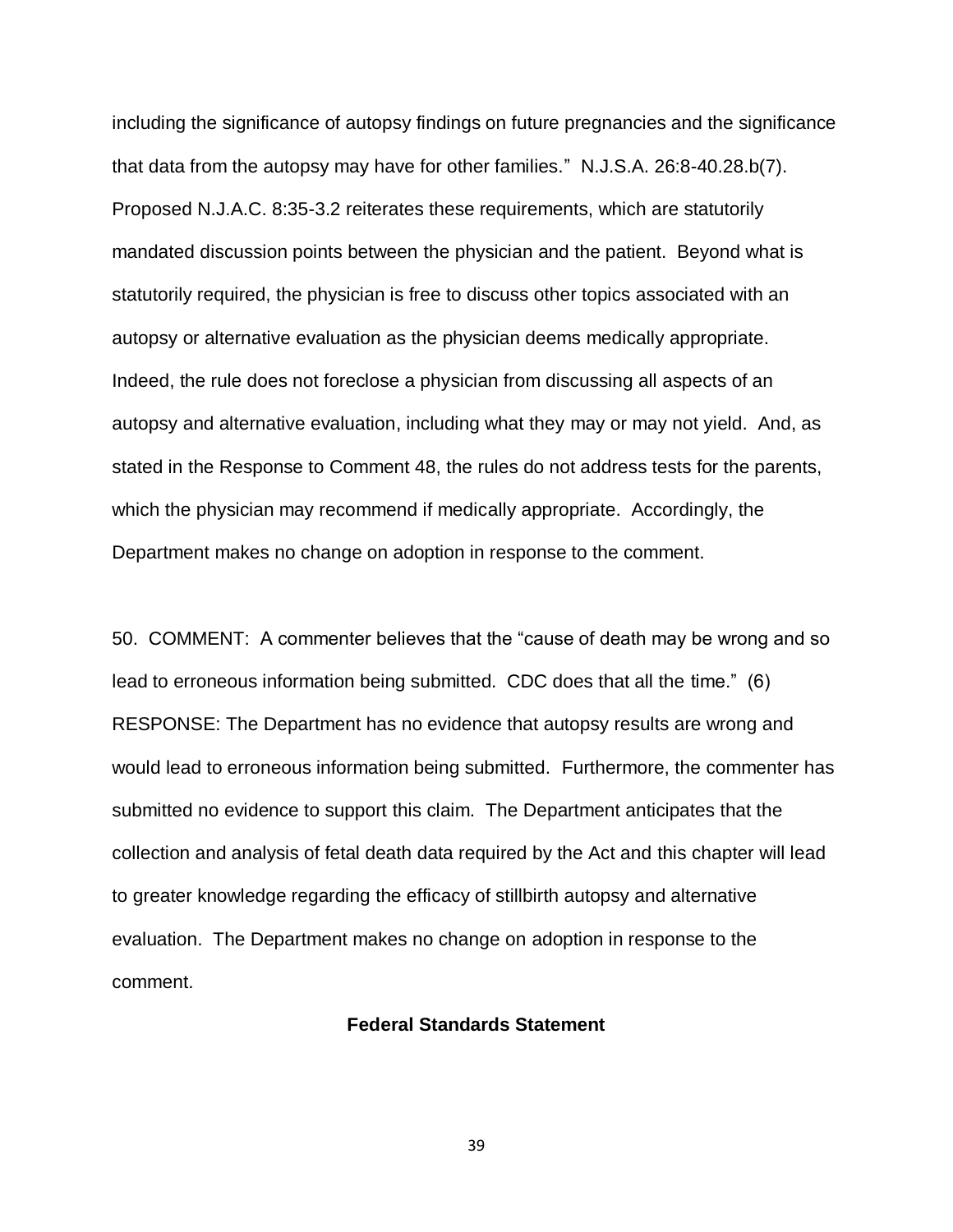including the significance of autopsy findings on future pregnancies and the significance that data from the autopsy may have for other families." N.J.S.A. 26:8-40.28.b(7). Proposed N.J.A.C. 8:35-3.2 reiterates these requirements, which are statutorily mandated discussion points between the physician and the patient. Beyond what is statutorily required, the physician is free to discuss other topics associated with an autopsy or alternative evaluation as the physician deems medically appropriate. Indeed, the rule does not foreclose a physician from discussing all aspects of an autopsy and alternative evaluation, including what they may or may not yield. And, as stated in the Response to Comment 48, the rules do not address tests for the parents, which the physician may recommend if medically appropriate. Accordingly, the Department makes no change on adoption in response to the comment.

50. COMMENT: A commenter believes that the "cause of death may be wrong and so lead to erroneous information being submitted. CDC does that all the time." (6)
RESPONSE: The Department has no evidence that autopsy results are wrong and would lead to erroneous information being submitted. Furthermore, the commenter has submitted no evidence to support this claim. The Department anticipates that the collection and analysis of fetal death data required by the Act and this chapter will lead to greater knowledge regarding the efficacy of stillbirth autopsy and alternative evaluation. The Department makes no change on adoption in response to the comment.

**Federal Standards Statement**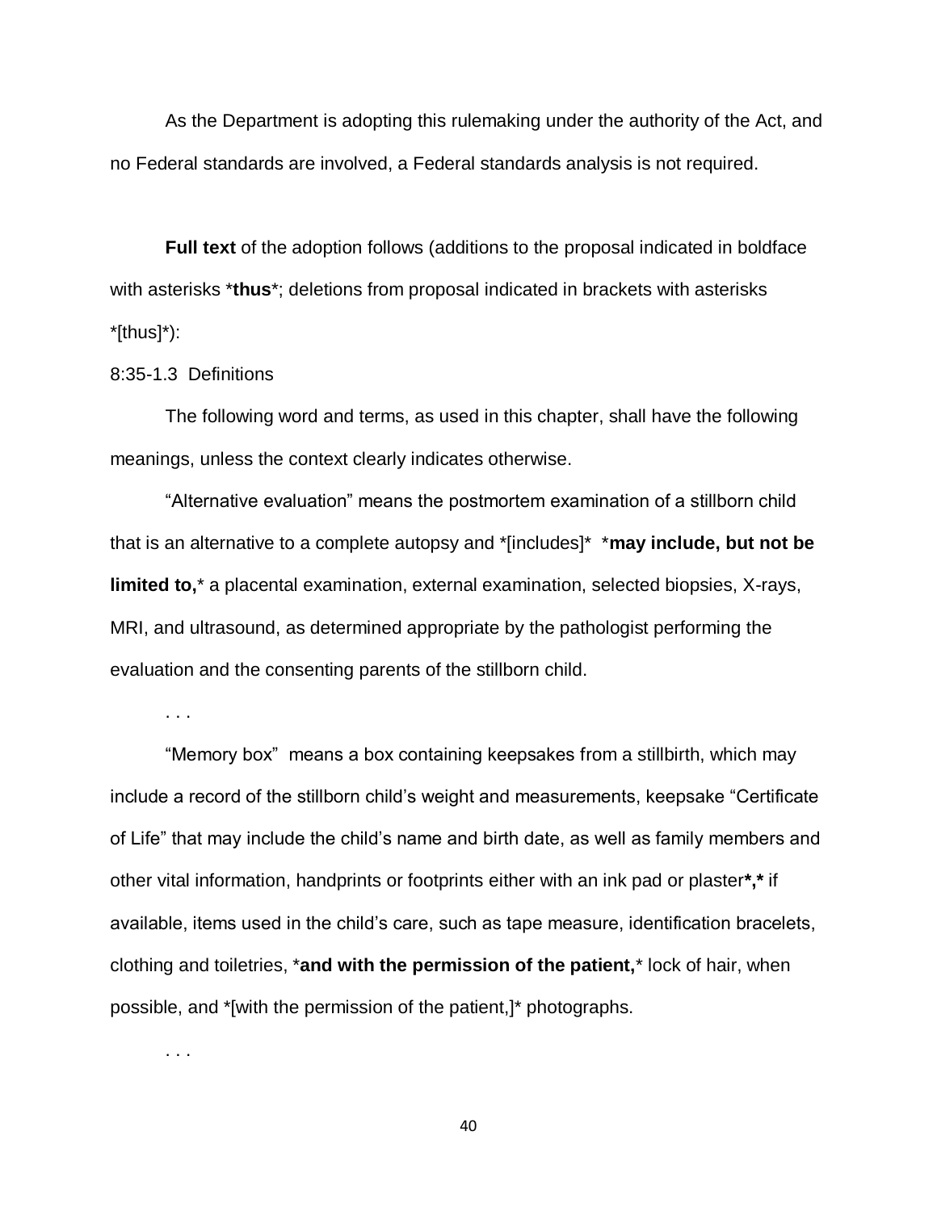As the Department is adopting this rulemaking under the authority of the Act, and no Federal standards are involved, a Federal standards analysis is not required.

**Full text** of the adoption follows (additions to the proposal indicated in boldface with asterisks ***thus***; deletions from proposal indicated in brackets with asterisks *[thus]*):

8:35-1.3 Definitions

The following word and terms, as used in this chapter, shall have the following meanings, unless the context clearly indicates otherwise.

"Alternative evaluation" means the postmortem examination of a stillborn child that is an alternative to a complete autopsy and *[includes]* ***may include, but not be limited to,*** a placental examination, external examination, selected biopsies, X-rays, MRI, and ultrasound, as determined appropriate by the pathologist performing the evaluation and the consenting parents of the stillborn child.

. . .

"Memory box" means a box containing keepsakes from a stillbirth, which may include a record of the stillborn child's weight and measurements, keepsake "Certificate of Life" that may include the child's name and birth date, as well as family members and other vital information, handprints or footprints either with an ink pad or plaster***,*** if available, items used in the child's care, such as tape measure, identification bracelets, clothing and toiletries, ***and with the permission of the patient,*** lock of hair, when possible, and *[with the permission of the patient,]* photographs.

. . .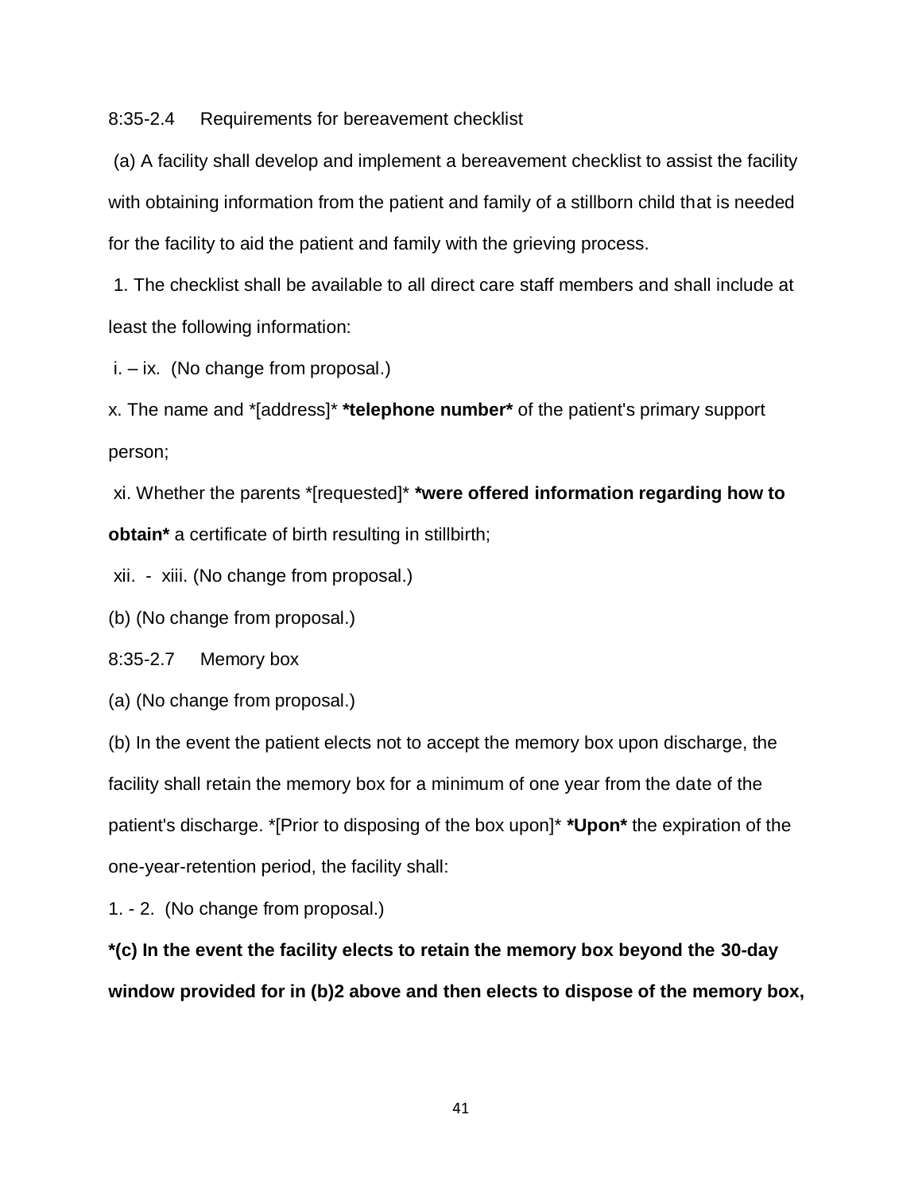8:35-2.4 Requirements for bereavement checklist

(a) A facility shall develop and implement a bereavement checklist to assist the facility with obtaining information from the patient and family of a stillborn child that is needed for the facility to aid the patient and family with the grieving process.

1. The checklist shall be available to all direct care staff members and shall include at least the following information:

i. – ix. (No change from proposal.)

x. The name and *[address]* **\*telephone number\*** of the patient's primary support person;

xi. Whether the parents *[requested]* **\*were offered information regarding how to obtain\*** a certificate of birth resulting in stillbirth;

xii. - xiii. (No change from proposal.)

(b) (No change from proposal.)

8:35-2.7 Memory box

(a) (No change from proposal.)

(b) In the event the patient elects not to accept the memory box upon discharge, the facility shall retain the memory box for a minimum of one year from the date of the patient's discharge. *[Prior to disposing of the box upon]* **\*Upon\*** the expiration of the one-year-retention period, the facility shall:

1. - 2. (No change from proposal.)

**\*(c) In the event the facility elects to retain the memory box beyond the 30-day window provided for in (b)2 above and then elects to dispose of the memory box,**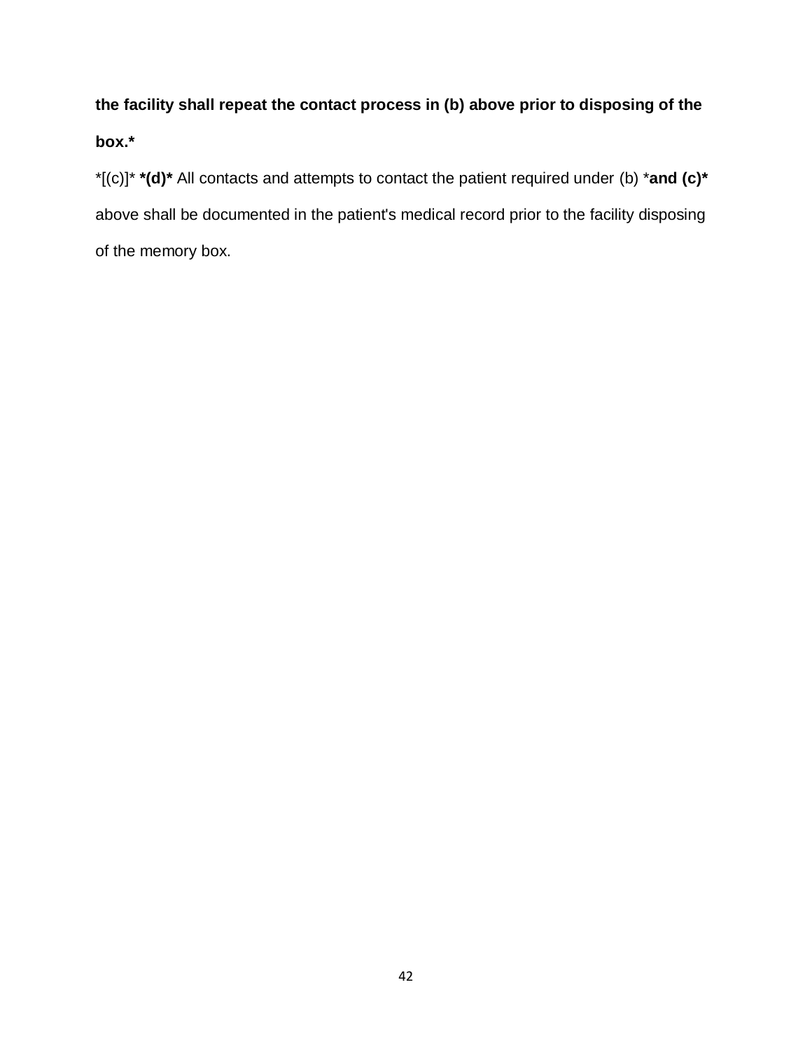**the facility shall repeat the contact process in (b) above prior to disposing of the box.***

*[(c)]* ***(d)*** All contacts and attempts to contact the patient required under (b) ***and (c)*** above shall be documented in the patient's medical record prior to the facility disposing of the memory box.